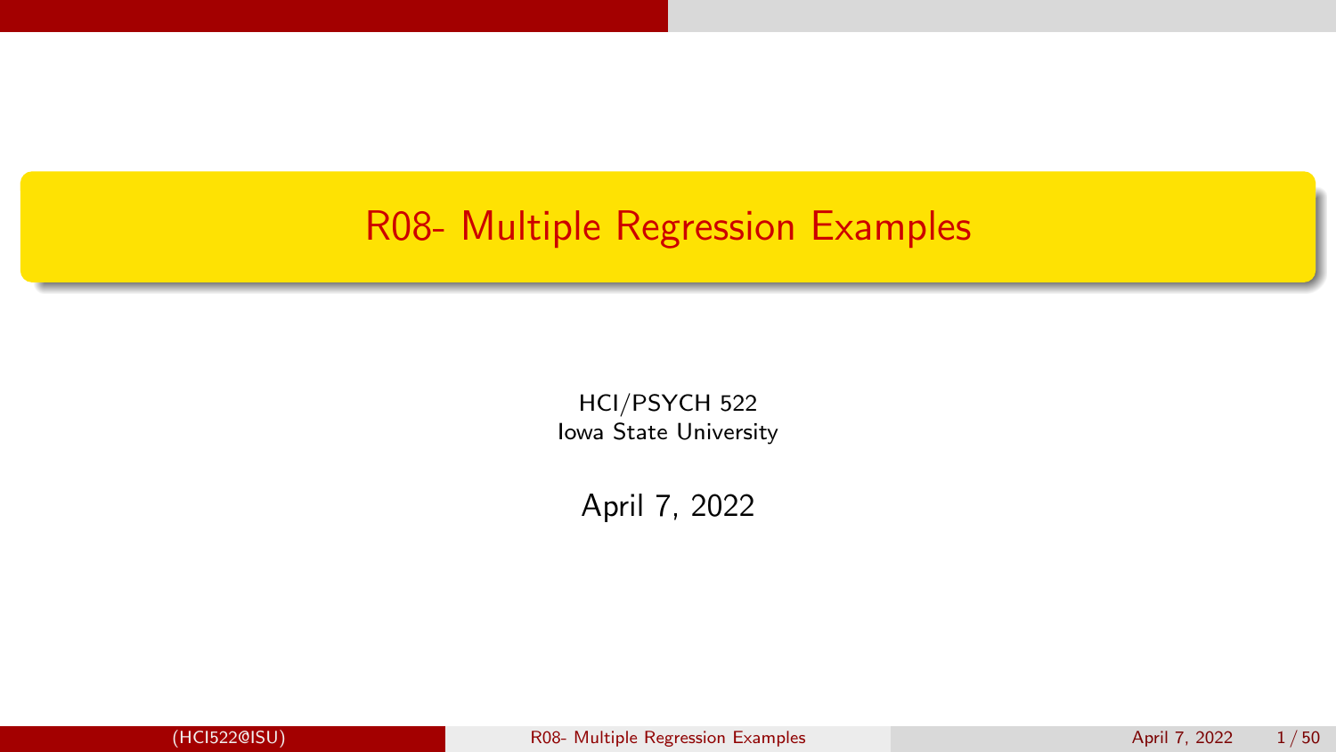# R08- Multiple Regression Examples

HCI/PSYCH 522
Iowa State University

April 7, 2022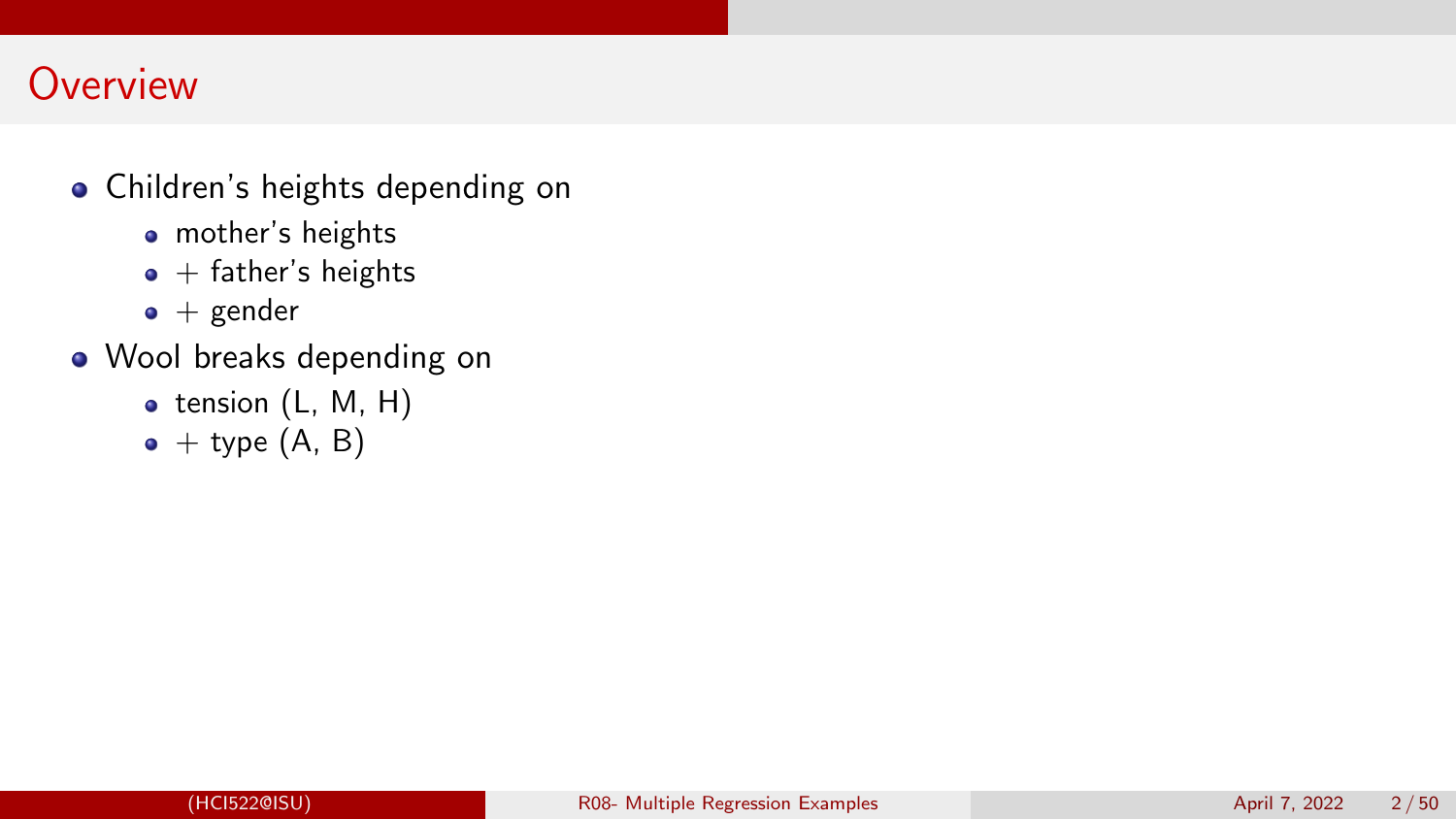# Overview

- Children's heights depending on
  - mother's heights
  - + father's heights
  - + gender
- Wool breaks depending on
  - tension (L, M, H)
  - + type (A, B)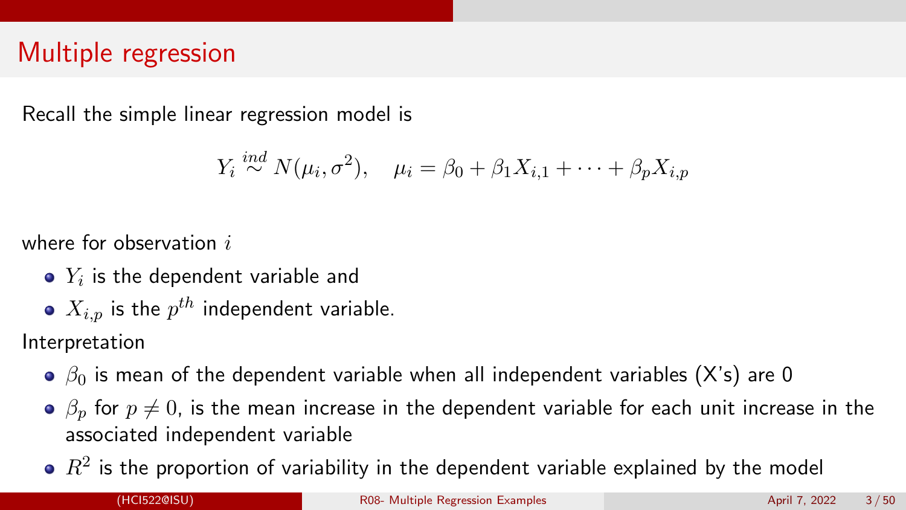# Multiple regression

Recall the simple linear regression model is

$$Y_i \stackrel{ind}{\sim} N(\mu_i, \sigma^2), \quad \mu_i = \beta_0 + \beta_1 X_{i,1} + \cdots + \beta_p X_{i,p}$$

where for observation $i$

- $Y_i$ is the dependent variable and
- $X_{i,p}$ is the $p^{th}$ independent variable.

Interpretation

- $\beta_0$ is mean of the dependent variable when all independent variables (X's) are 0
- $\beta_p$ for $p \neq 0$, is the mean increase in the dependent variable for each unit increase in the associated independent variable
- $R^2$ is the proportion of variability in the dependent variable explained by the model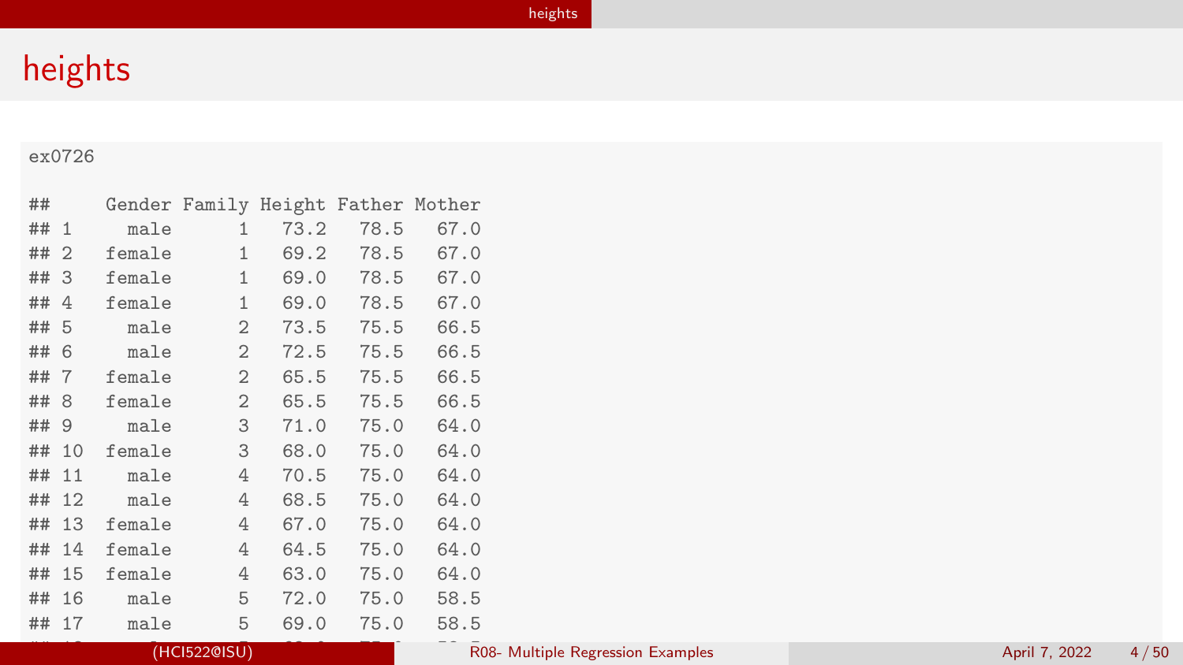# heights

```
ex0726

##     Gender Family Height Father Mother
## 1     male      1   73.2   78.5   67.0
## 2   female      1   69.2   78.5   67.0
## 3   female      1   69.0   78.5   67.0
## 4   female      1   69.0   78.5   67.0
## 5     male      2   73.5   75.5   66.5
## 6     male      2   72.5   75.5   66.5
## 7   female      2   65.5   75.5   66.5
## 8   female      2   65.5   75.5   66.5
## 9     male      3   71.0   75.0   64.0
## 10  female      3   68.0   75.0   64.0
## 11    male      4   70.5   75.0   64.0
## 12    male      4   68.5   75.0   64.0
## 13  female      4   67.0   75.0   64.0
## 14  female      4   64.5   75.0   64.0
## 15  female      4   63.0   75.0   64.0
## 16    male      5   72.0   75.0   58.5
## 17    male      5   69.0   75.0   58.5
```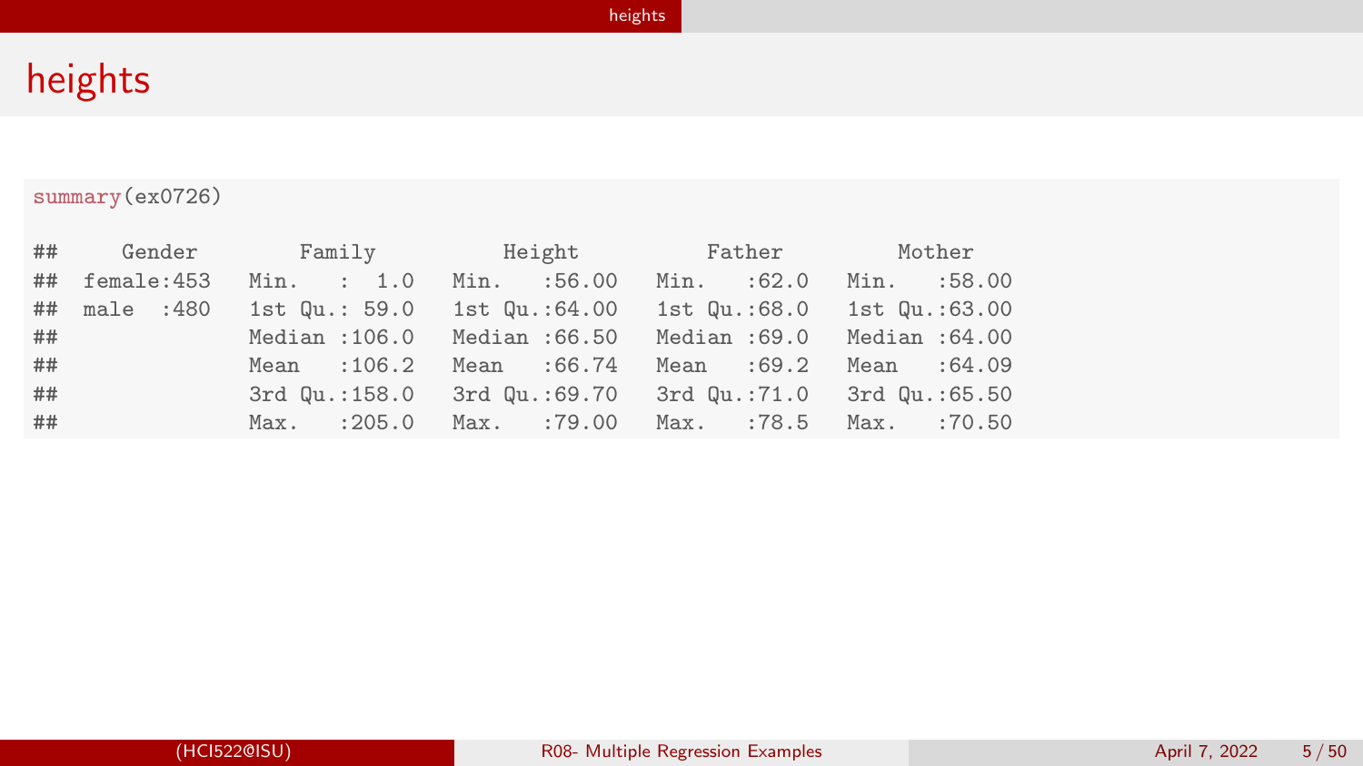# heights

```r
summary(ex0726)
```

```
##     Gender       Family          Height          Father          Mother     
##  female:453   Min.   :  1.0   Min.   :56.00   Min.   :62.0   Min.   :58.00  
##  male  :480   1st Qu.: 59.0   1st Qu.:64.00   1st Qu.:68.0   1st Qu.:63.00  
##               Median :106.0   Median :66.50   Median :69.0   Median :64.00  
##               Mean   :106.2   Mean   :66.74   Mean   :69.2   Mean   :64.09  
##               3rd Qu.:158.0   3rd Qu.:69.70   3rd Qu.:71.0   3rd Qu.:65.50  
##               Max.   :205.0   Max.   :79.00   Max.   :78.5   Max.   :70.50
```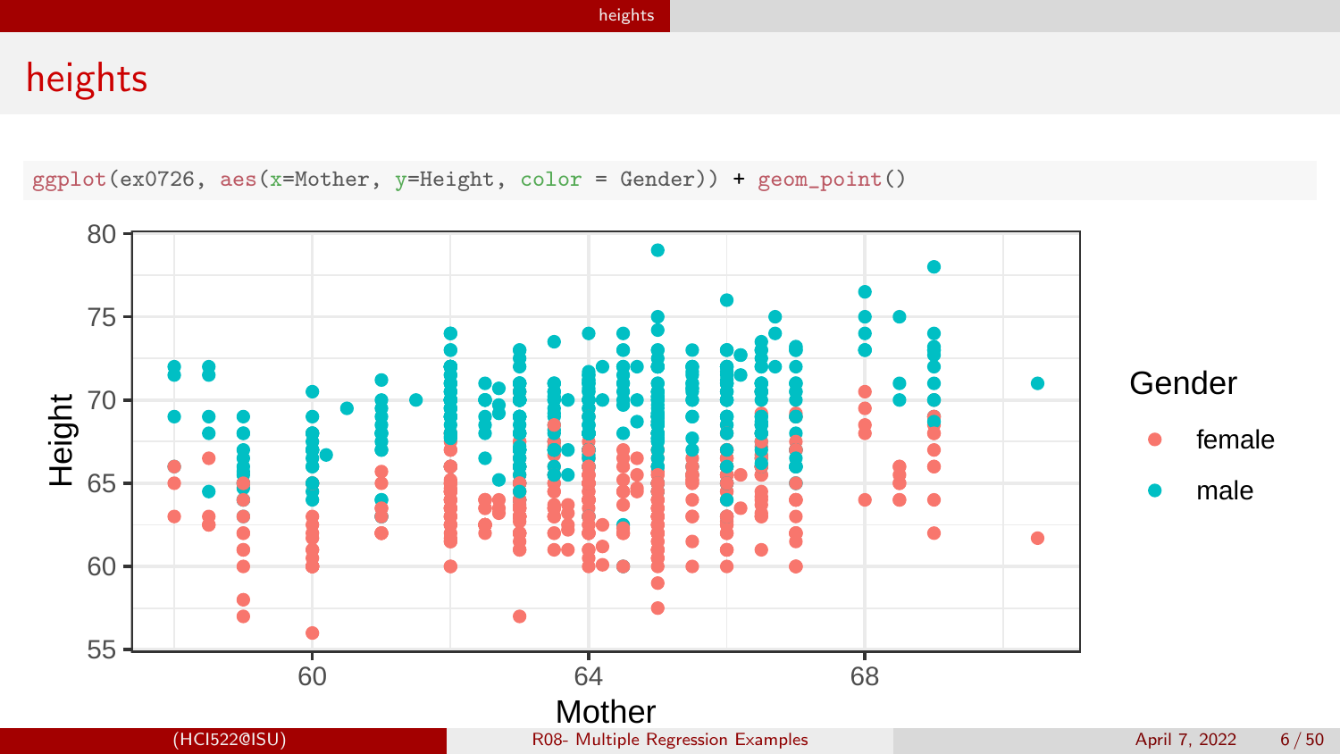# heights

```
ggplot(ex0726, aes(x=Mother, y=Height, color = Gender)) + geom_point()
```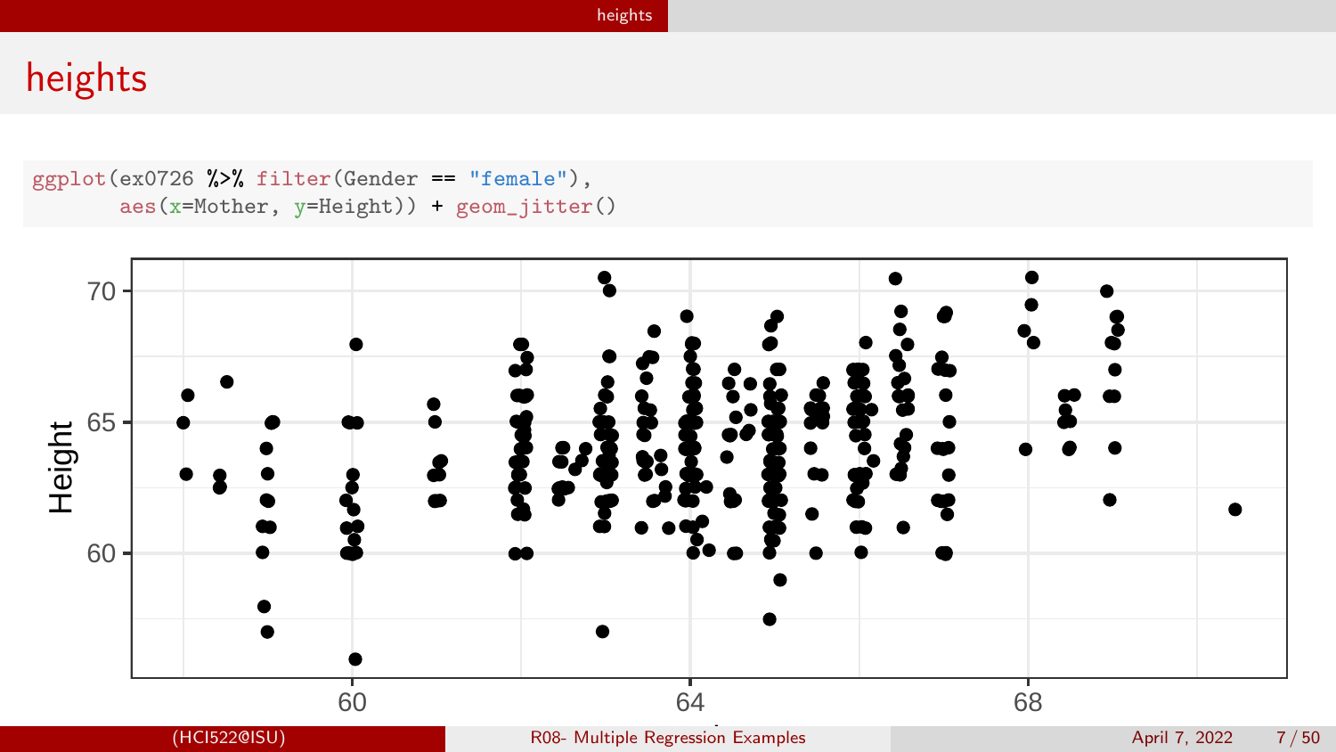# heights

```r
ggplot(ex0726 %>% filter(Gender == "female"),
       aes(x=Mother, y=Height)) + geom_jitter()
```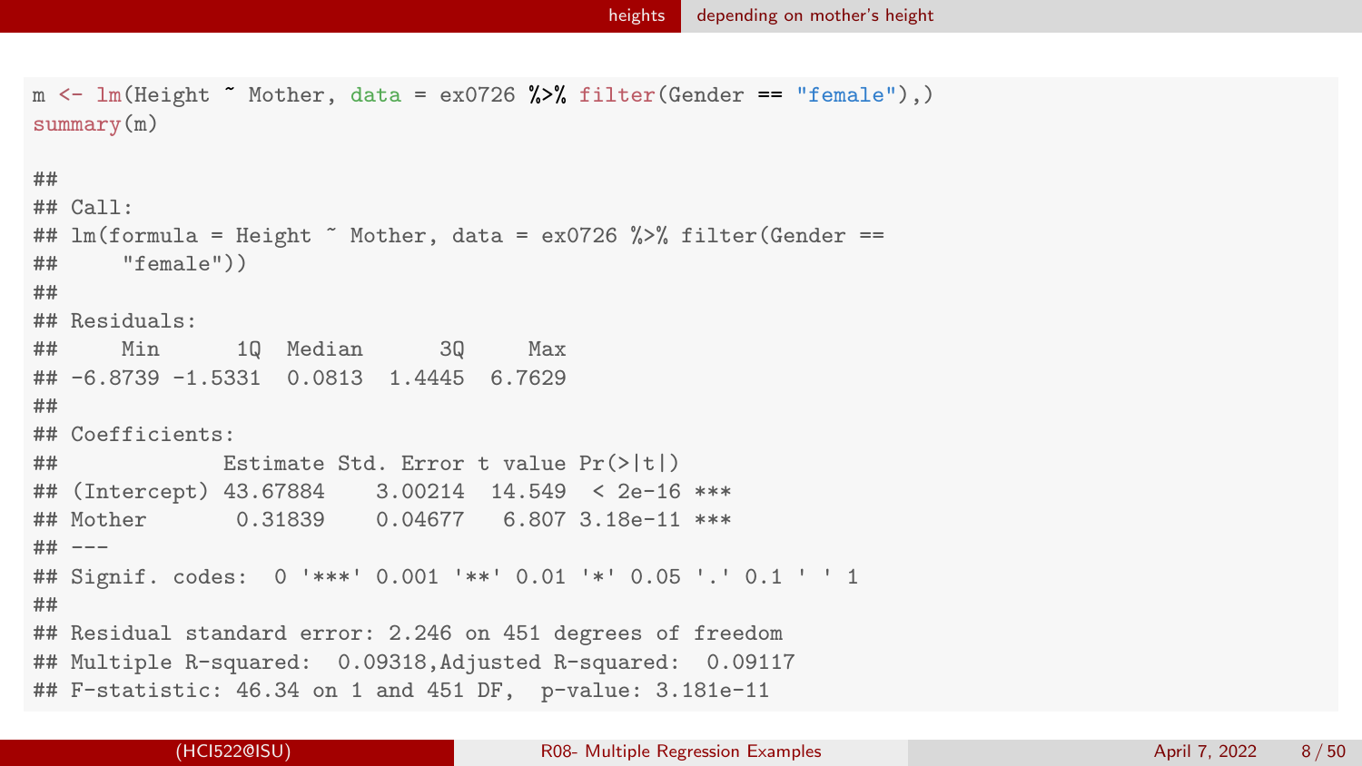```r
m <- lm(Height ~ Mother, data = ex0726 %>% filter(Gender == "female"),)
summary(m)
```

```
##
## Call:
## lm(formula = Height ~ Mother, data = ex0726 %>% filter(Gender ==
##     "female"))
##
## Residuals:
##     Min      1Q  Median      3Q     Max
## -6.8739 -1.5331  0.0813  1.4445  6.7629
##
## Coefficients:
##             Estimate Std. Error t value Pr(>|t|)
## (Intercept) 43.67884    3.00214  14.549  < 2e-16 ***
## Mother       0.31839    0.04677   6.807 3.18e-11 ***
## ---
## Signif. codes:  0 '***' 0.001 '**' 0.01 '*' 0.05 '.' 0.1 ' ' 1
##
## Residual standard error: 2.246 on 451 degrees of freedom
## Multiple R-squared:  0.09318,Adjusted R-squared:  0.09117
## F-statistic: 46.34 on 1 and 451 DF,  p-value: 3.181e-11
```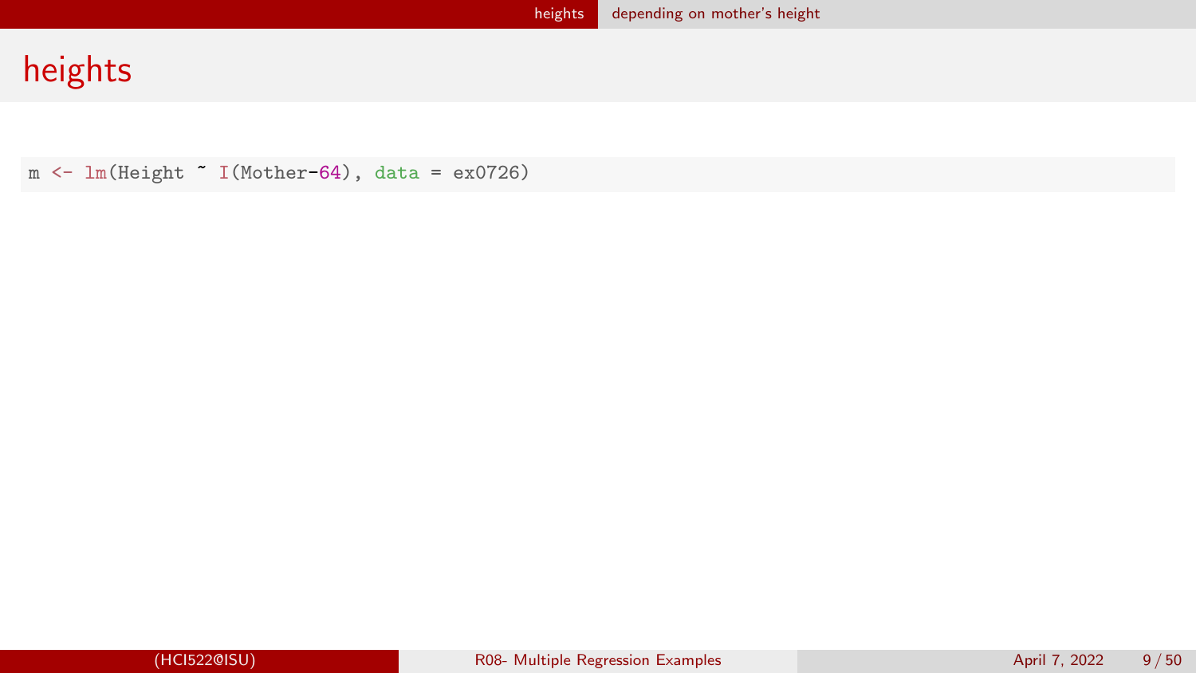# heights

```r
m <- lm(Height ~ I(Mother-64), data = ex0726)
```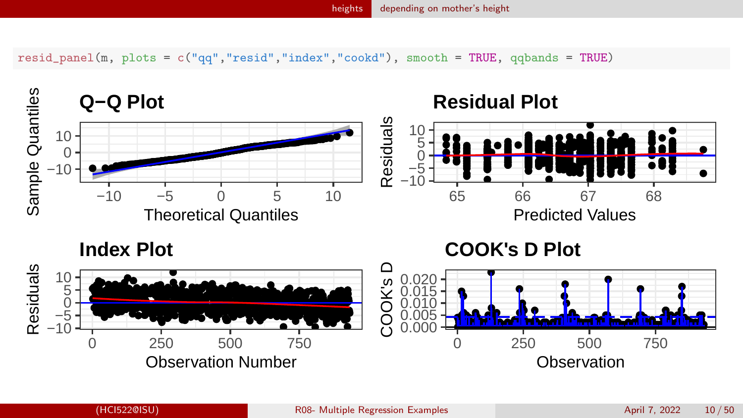```
resid_panel(m, plots = c("qq","resid","index","cookd"), smooth = TRUE, qqbands = TRUE)
```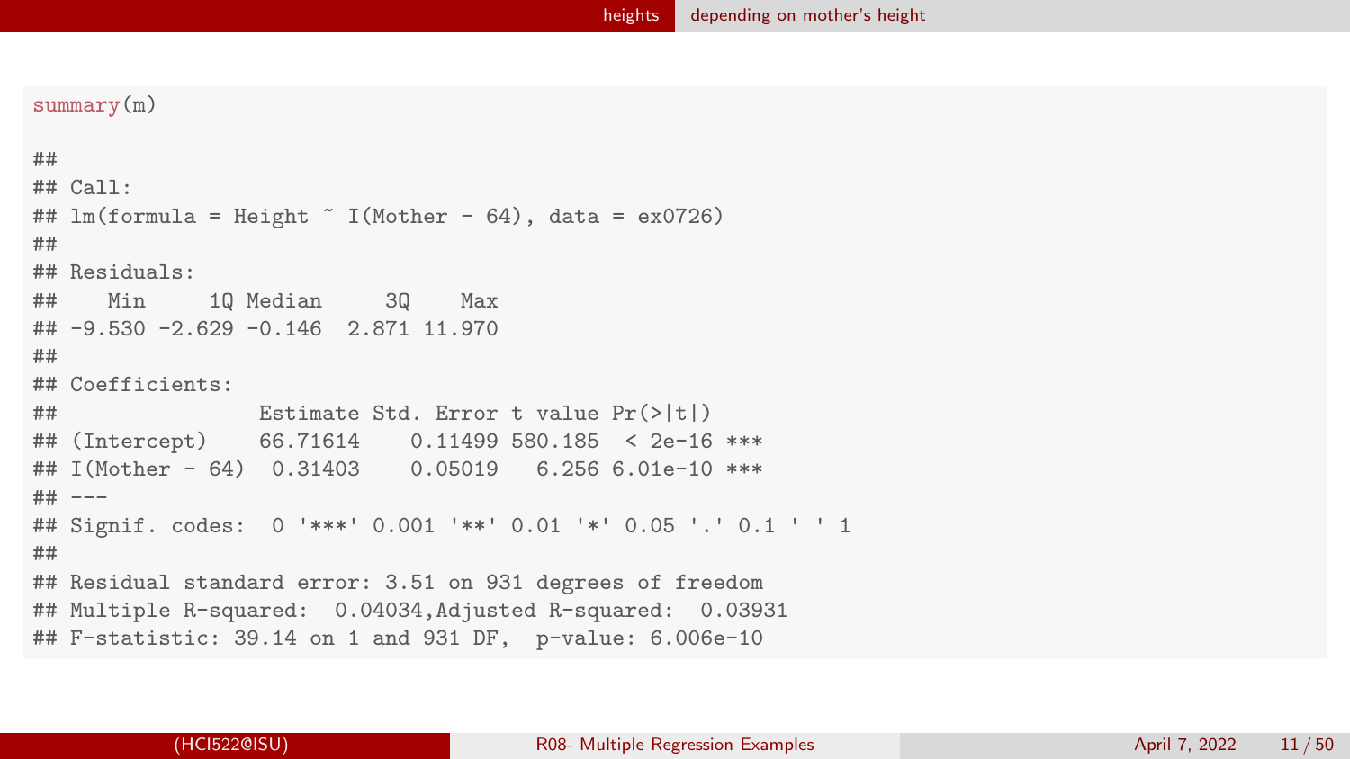```
summary(m)

##
## Call:
## lm(formula = Height ~ I(Mother - 64), data = ex0726)
##
## Residuals:
##    Min     1Q Median     3Q    Max
## -9.530 -2.629 -0.146  2.871 11.970
##
## Coefficients:
##                Estimate Std. Error t value Pr(>|t|)
## (Intercept)    66.71614    0.11499 580.185  < 2e-16 ***
## I(Mother - 64)  0.31403    0.05019   6.256 6.01e-10 ***
## ---
## Signif. codes:  0 '***' 0.001 '**' 0.01 '*' 0.05 '.' 0.1 ' ' 1
##
## Residual standard error: 3.51 on 931 degrees of freedom
## Multiple R-squared:  0.04034,Adjusted R-squared:  0.03931
## F-statistic: 39.14 on 1 and 931 DF,  p-value: 6.006e-10
```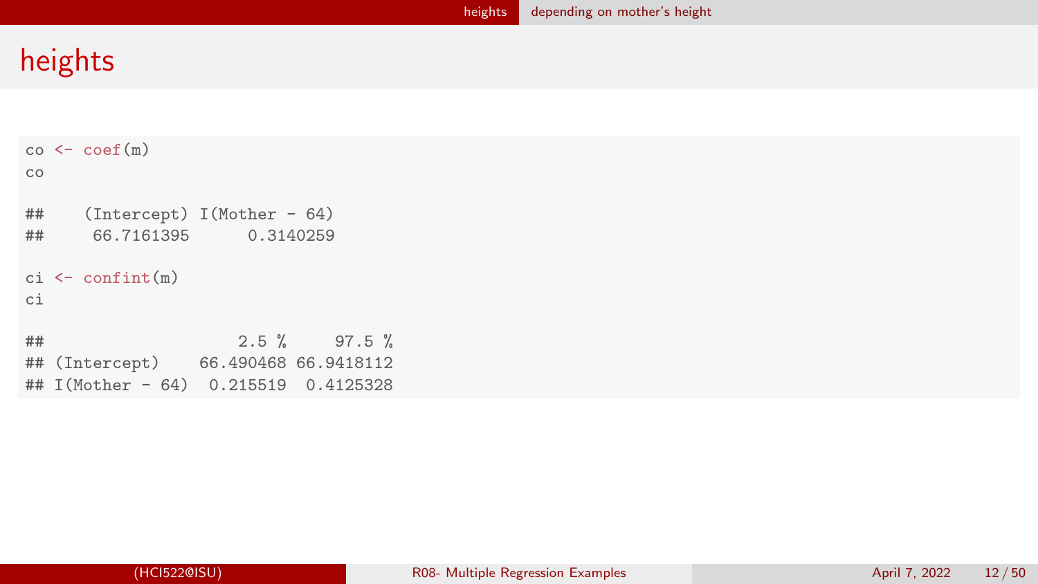# heights

```
co <- coef(m)
co

##    (Intercept) I(Mother - 64)
##     66.7161395      0.3140259

ci <- confint(m)
ci

##                    2.5 %     97.5 %
## (Intercept)    66.490468 66.9418112
## I(Mother - 64)  0.215519  0.4125328
```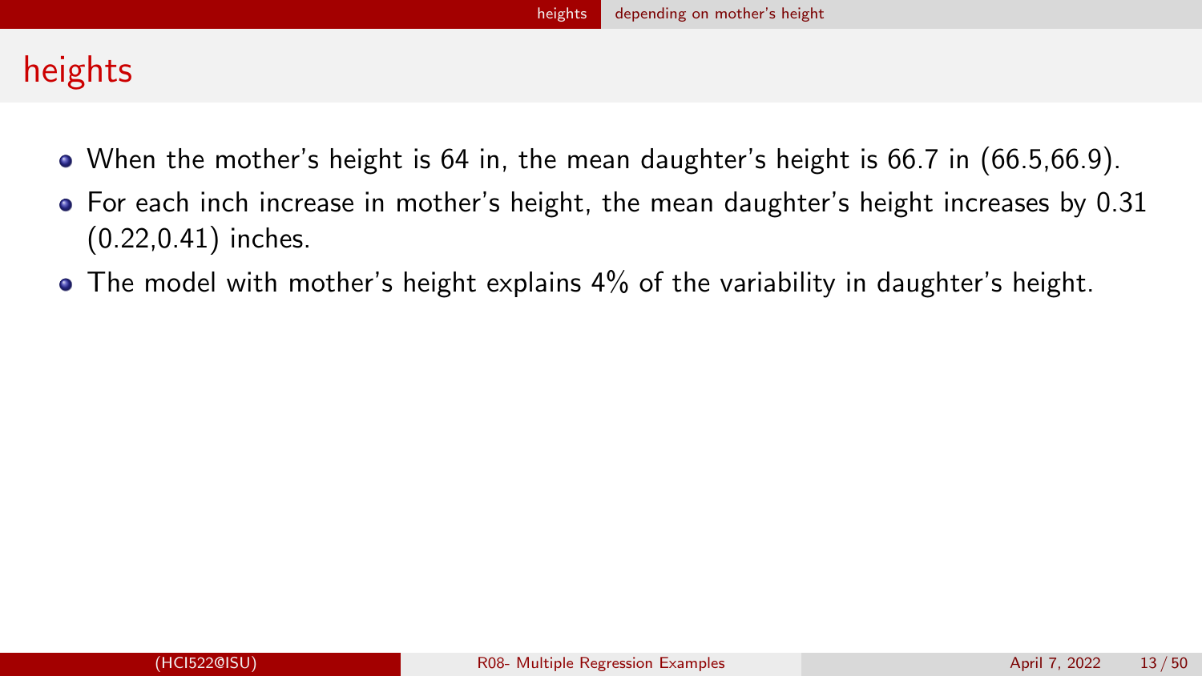# heights

- When the mother's height is 64 in, the mean daughter's height is 66.7 in (66.5,66.9).
- For each inch increase in mother's height, the mean daughter's height increases by 0.31 (0.22,0.41) inches.
- The model with mother's height explains 4% of the variability in daughter's height.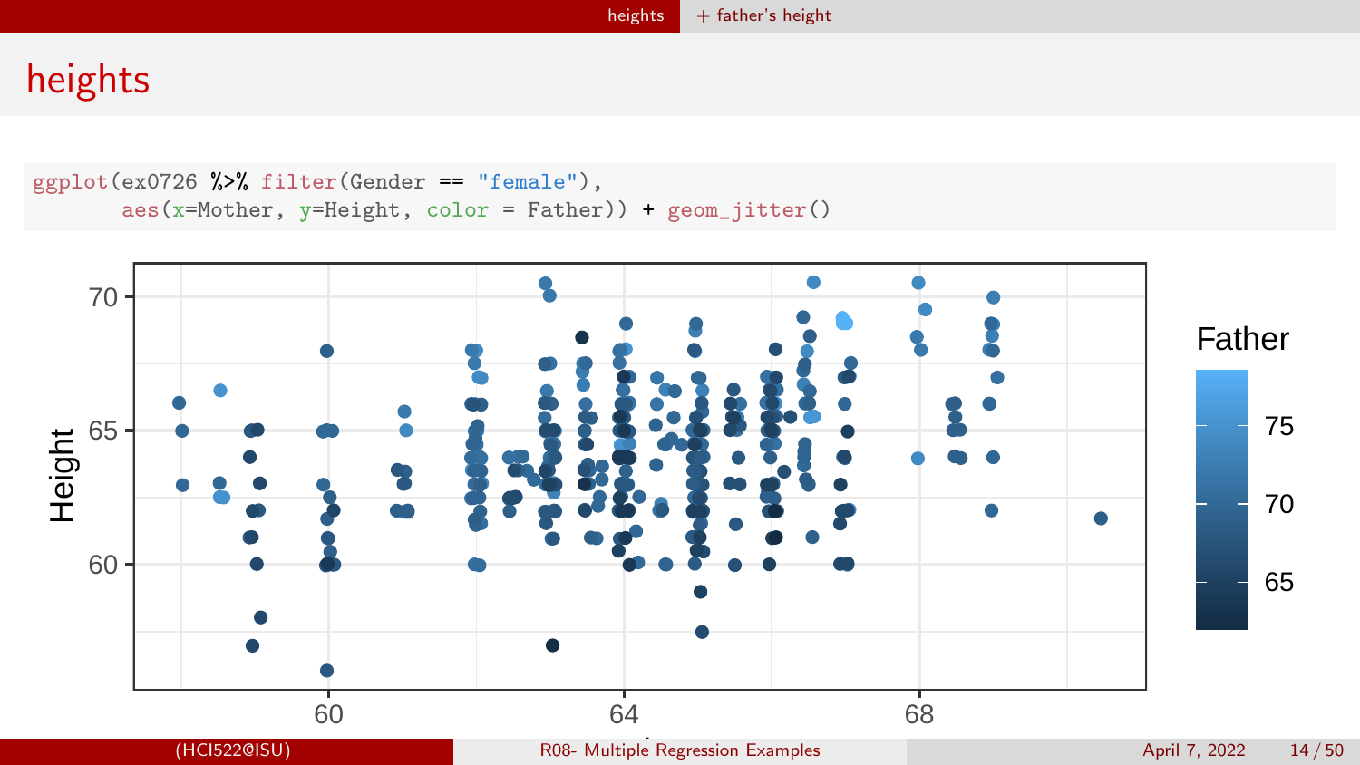# heights

```
ggplot(ex0726 %>% filter(Gender == "female"),
       aes(x=Mother, y=Height, color = Father)) + geom_jitter()
```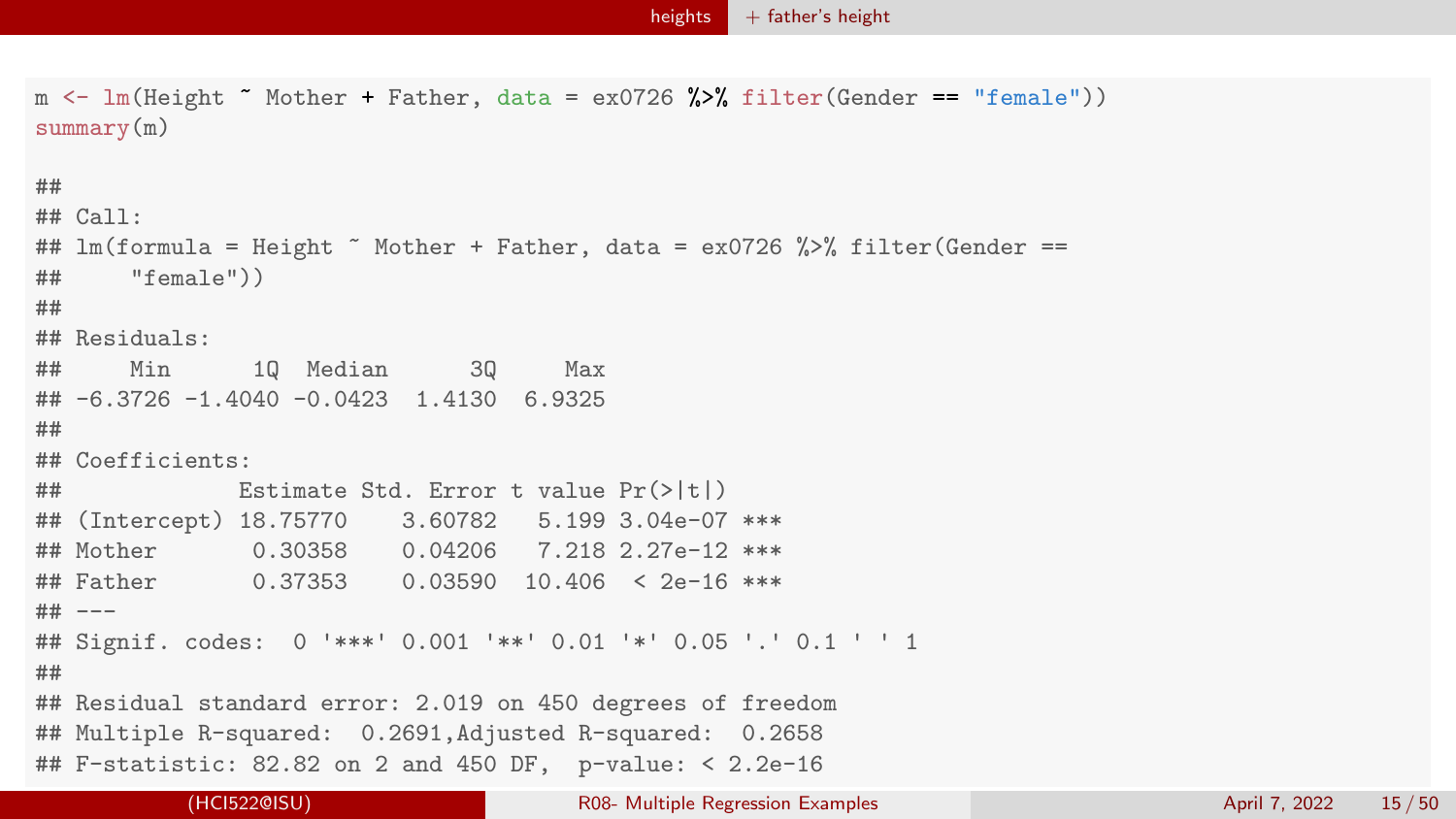```r
m <- lm(Height ~ Mother + Father, data = ex0726 %>% filter(Gender == "female"))
summary(m)

##
## Call:
## lm(formula = Height ~ Mother + Father, data = ex0726 %>% filter(Gender ==
##     "female"))
##
## Residuals:
##     Min      1Q  Median      3Q     Max
## -6.3726 -1.4040 -0.0423  1.4130  6.9325
##
## Coefficients:
##             Estimate Std. Error t value Pr(>|t|)
## (Intercept) 18.75770    3.60782   5.199 3.04e-07 ***
## Mother       0.30358    0.04206   7.218 2.27e-12 ***
## Father       0.37353    0.03590  10.406  < 2e-16 ***
## ---
## Signif. codes:  0 '***' 0.001 '**' 0.01 '*' 0.05 '.' 0.1 ' ' 1
##
## Residual standard error: 2.019 on 450 degrees of freedom
## Multiple R-squared:  0.2691,Adjusted R-squared:  0.2658
## F-statistic: 82.82 on 2 and 450 DF,  p-value: < 2.2e-16
```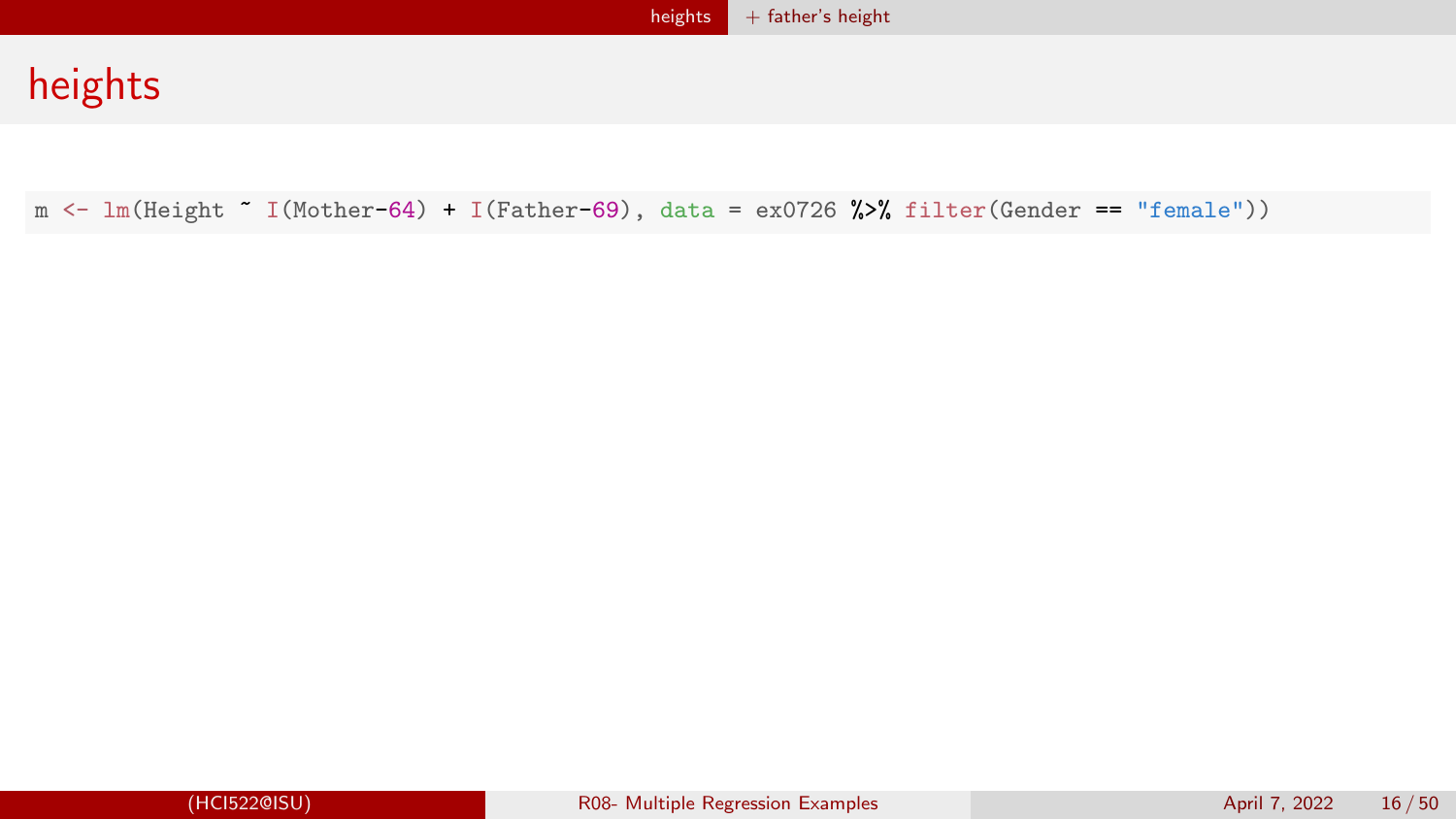## heights

```r
m <- lm(Height ~ I(Mother-64) + I(Father-69), data = ex0726 %>% filter(Gender == "female"))
```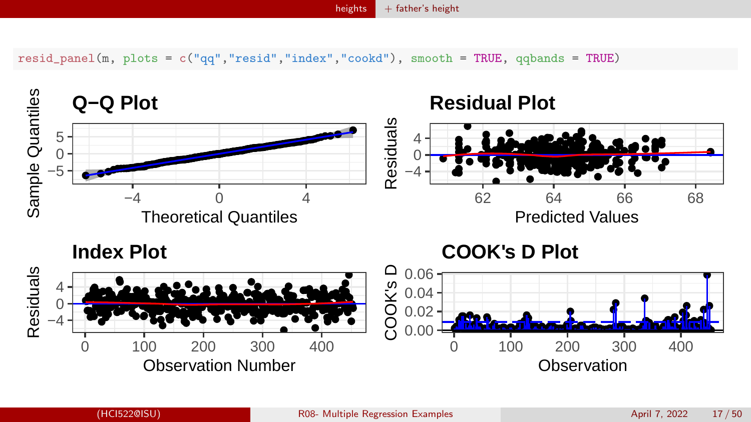```
resid_panel(m, plots = c("qq","resid","index","cookd"), smooth = TRUE, qqbands = TRUE)
```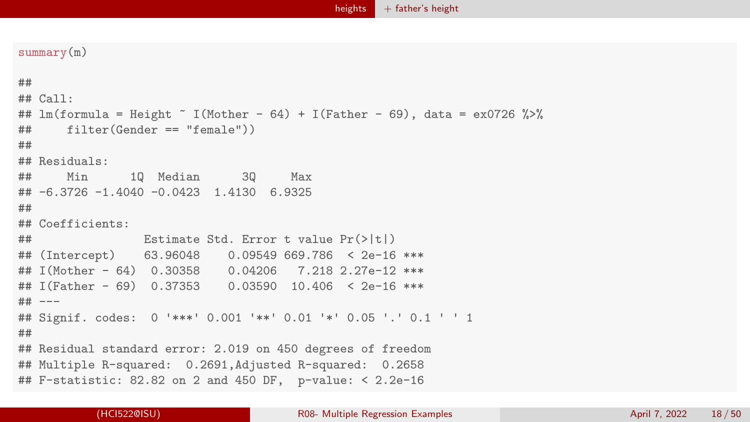```r
summary(m)
```

```
##
## Call:
## lm(formula = Height ~ I(Mother - 64) + I(Father - 69), data = ex0726 %>%
##     filter(Gender == "female"))
##
## Residuals:
##     Min      1Q  Median      3Q     Max
## -6.3726 -1.4040 -0.0423  1.4130  6.9325
##
## Coefficients:
##                Estimate Std. Error t value Pr(>|t|)
## (Intercept)    63.96048    0.09549 669.786  < 2e-16 ***
## I(Mother - 64)  0.30358    0.04206   7.218 2.27e-12 ***
## I(Father - 69)  0.37353    0.03590  10.406  < 2e-16 ***
## ---
## Signif. codes:  0 '***' 0.001 '**' 0.01 '*' 0.05 '.' 0.1 ' ' 1
##
## Residual standard error: 2.019 on 450 degrees of freedom
## Multiple R-squared:  0.2691,Adjusted R-squared:  0.2658
## F-statistic: 82.82 on 2 and 450 DF,  p-value: < 2.2e-16
```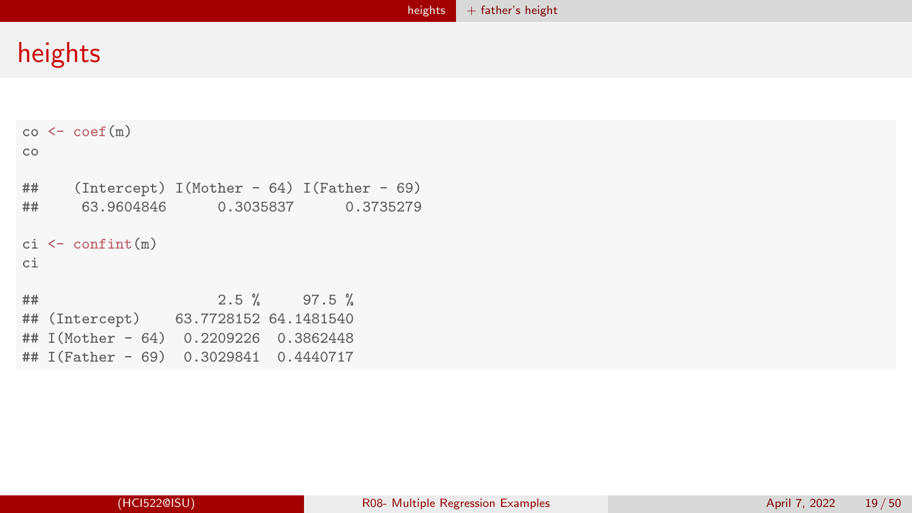# heights

```r
co <- coef(m)
co

##    (Intercept) I(Mother - 64) I(Father - 69)
##     63.9604846      0.3035837      0.3735279

ci <- confint(m)
ci

##                     2.5 %     97.5 %
## (Intercept)    63.7728152 64.1481540
## I(Mother - 64)  0.2209226  0.3862448
## I(Father - 69)  0.3029841  0.4440717
```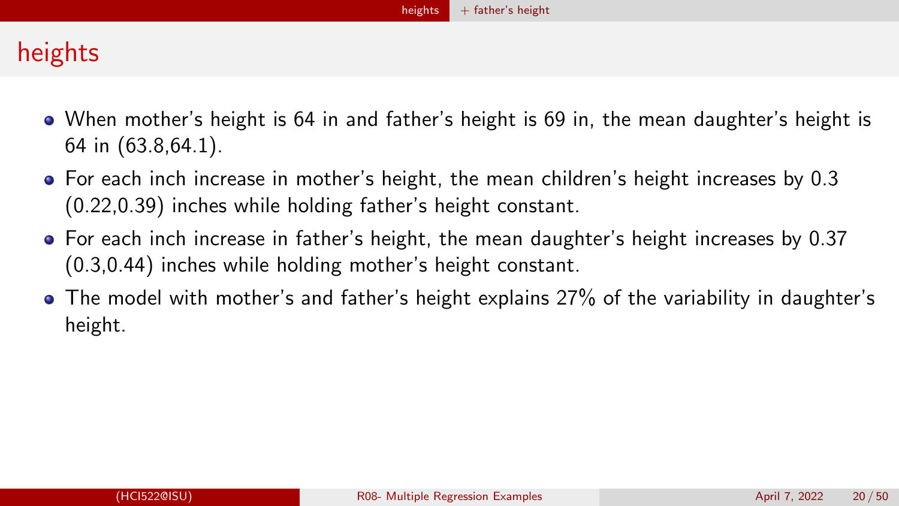# heights

- When mother's height is 64 in and father's height is 69 in, the mean daughter's height is 64 in (63.8,64.1).
- For each inch increase in mother's height, the mean children's height increases by 0.3 (0.22,0.39) inches while holding father's height constant.
- For each inch increase in father's height, the mean daughter's height increases by 0.37 (0.3,0.44) inches while holding mother's height constant.
- The model with mother's and father's height explains 27% of the variability in daughter's height.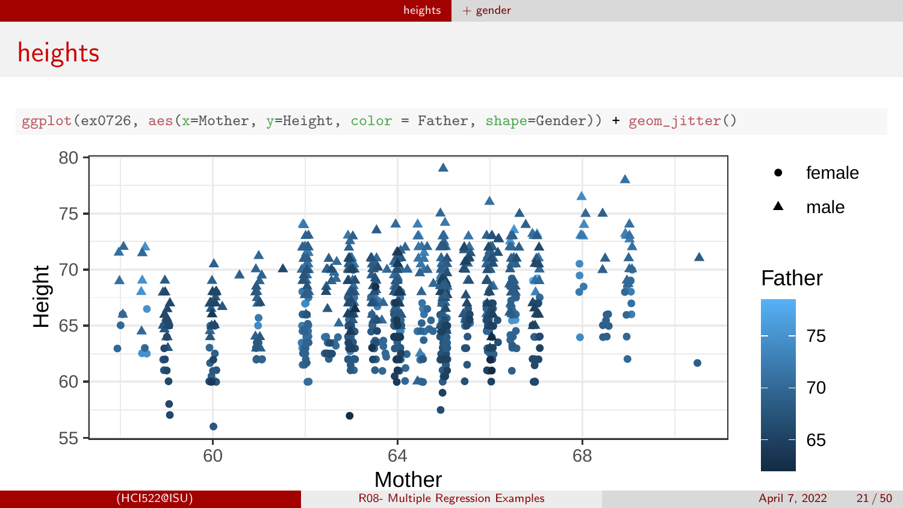# heights

```r
ggplot(ex0726, aes(x=Mother, y=Height, color = Father, shape=Gender)) + geom_jitter()
```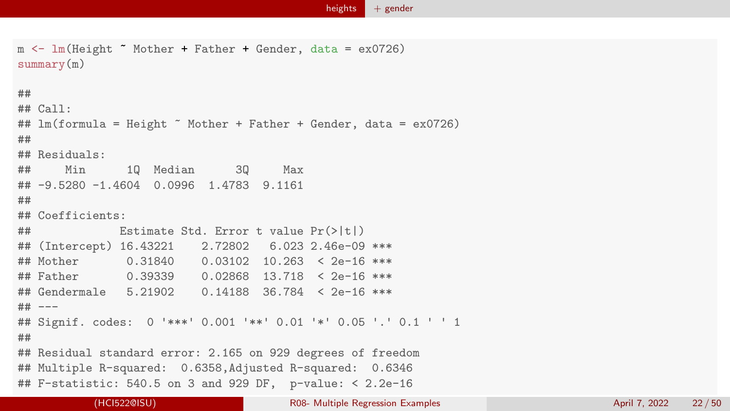```r
m <- lm(Height ~ Mother + Father + Gender, data = ex0726)
summary(m)

##
## Call:
## lm(formula = Height ~ Mother + Father + Gender, data = ex0726)
##
## Residuals:
##     Min      1Q  Median      3Q     Max
## -9.5280 -1.4604  0.0996  1.4783  9.1161
##
## Coefficients:
##             Estimate Std. Error t value Pr(>|t|)
## (Intercept) 16.43221    2.72802   6.023 2.46e-09 ***
## Mother       0.31840    0.03102  10.263  < 2e-16 ***
## Father       0.39339    0.02868  13.718  < 2e-16 ***
## Gendermale   5.21902    0.14188  36.784  < 2e-16 ***
## ---
## Signif. codes:  0 '***' 0.001 '**' 0.01 '*' 0.05 '.' 0.1 ' ' 1
##
## Residual standard error: 2.165 on 929 degrees of freedom
## Multiple R-squared:  0.6358,Adjusted R-squared:  0.6346
## F-statistic: 540.5 on 3 and 929 DF,  p-value: < 2.2e-16
```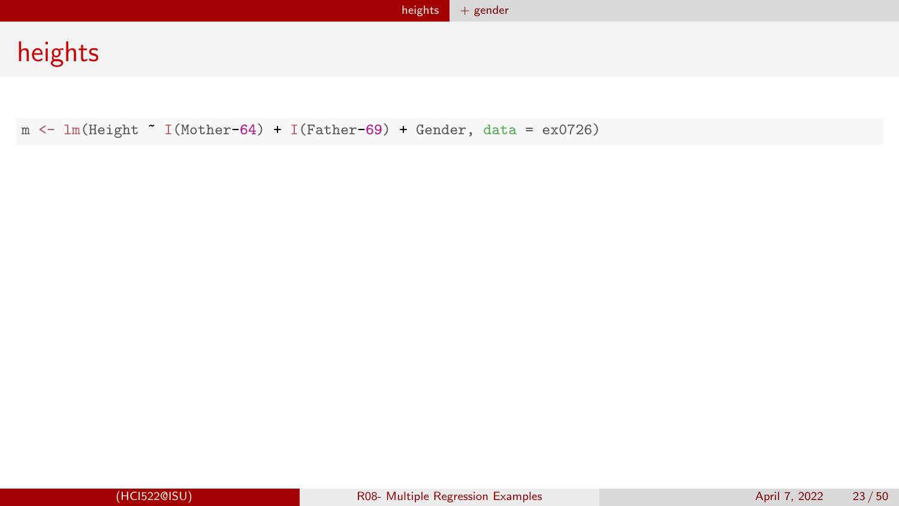# heights

```
m <- lm(Height ~ I(Mother-64) + I(Father-69) + Gender, data = ex0726)
```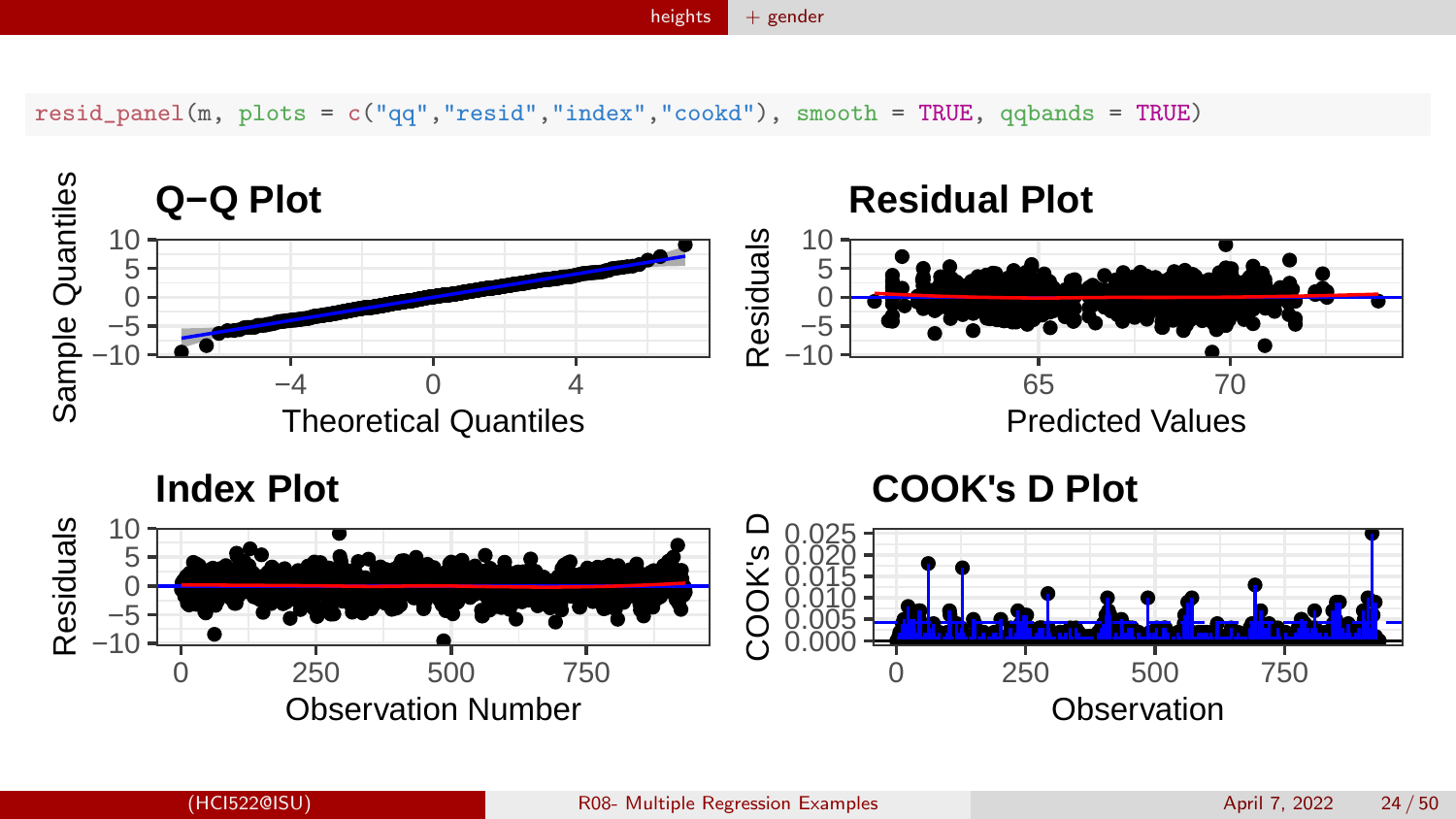```
resid_panel(m, plots = c("qq","resid","index","cookd"), smooth = TRUE, qqbands = TRUE)
```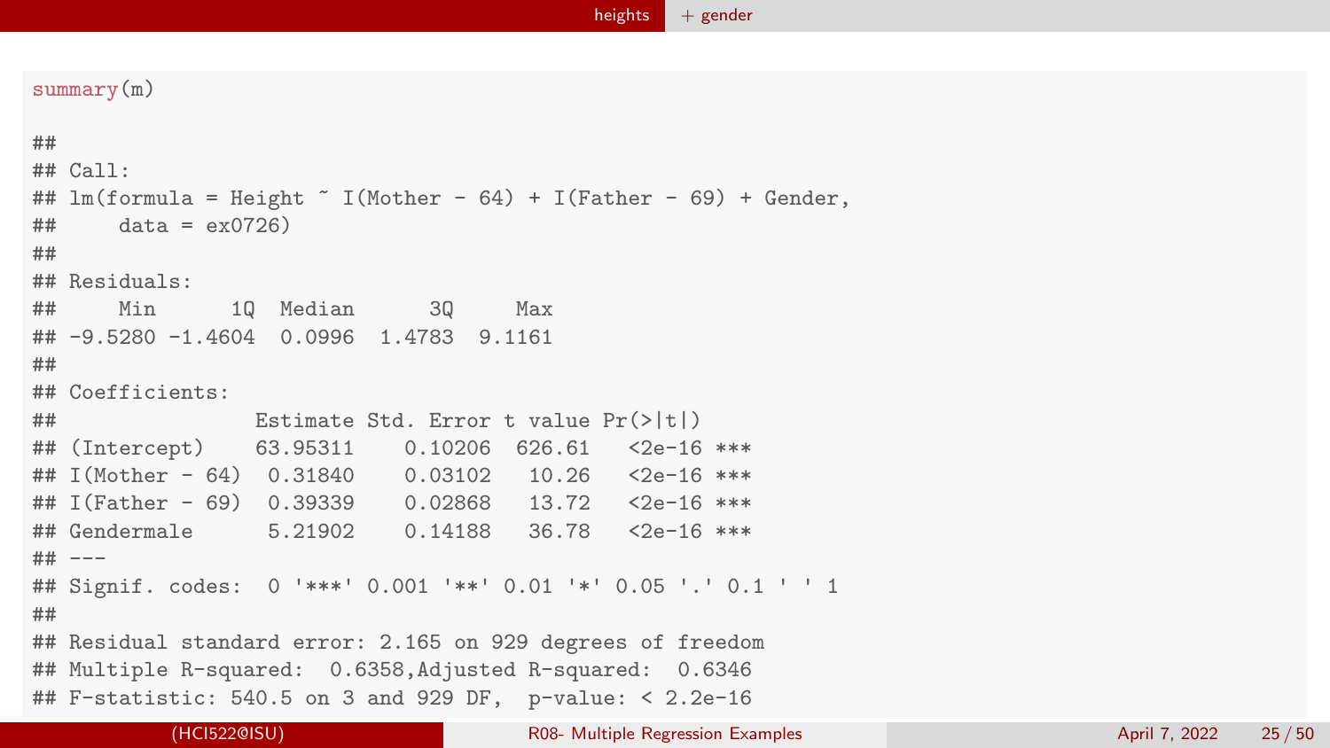```r
summary(m)

##
## Call:
## lm(formula = Height ~ I(Mother - 64) + I(Father - 69) + Gender,
##     data = ex0726)
##
## Residuals:
##     Min      1Q  Median      3Q     Max
## -9.5280 -1.4604  0.0996  1.4783  9.1161
##
## Coefficients:
##                Estimate Std. Error t value Pr(>|t|)
## (Intercept)    63.95311    0.10206  626.61   <2e-16 ***
## I(Mother - 64)  0.31840    0.03102   10.26   <2e-16 ***
## I(Father - 69)  0.39339    0.02868   13.72   <2e-16 ***
## Gendermale      5.21902    0.14188   36.78   <2e-16 ***
## ---
## Signif. codes:  0 '***' 0.001 '**' 0.01 '*' 0.05 '.' 0.1 ' ' 1
##
## Residual standard error: 2.165 on 929 degrees of freedom
## Multiple R-squared:  0.6358,Adjusted R-squared:  0.6346
## F-statistic: 540.5 on 3 and 929 DF,  p-value: < 2.2e-16
```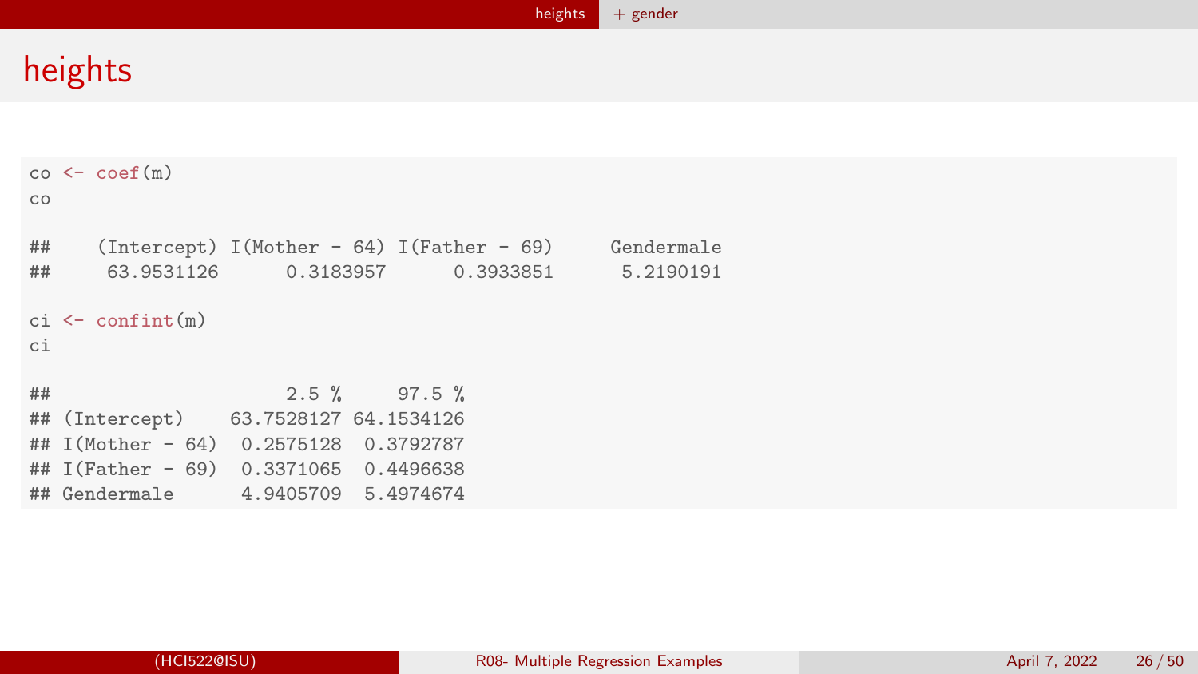# heights

```
co <- coef(m)
co

##   (Intercept) I(Mother - 64) I(Father - 69)     Gendermale
##    63.9531126      0.3183957      0.3933851      5.2190191

ci <- confint(m)
ci

##                     2.5 %     97.5 %
## (Intercept)    63.7528127 64.1534126
## I(Mother - 64)  0.2575128  0.3792787
## I(Father - 69)  0.3371065  0.4496638
## Gendermale      4.9405709  5.4974674
```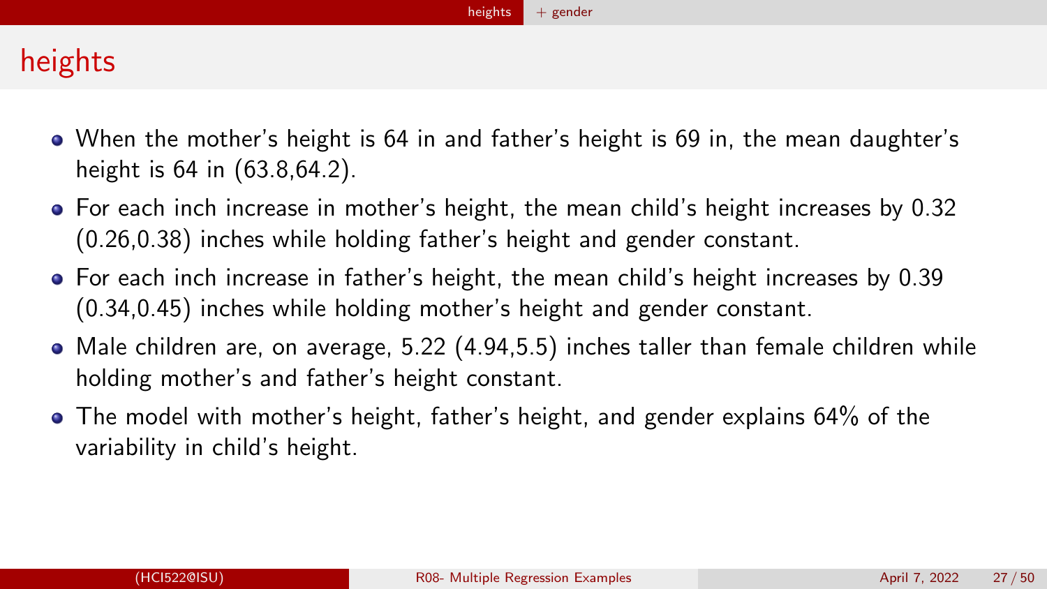# heights

- When the mother's height is 64 in and father's height is 69 in, the mean daughter's height is 64 in (63.8,64.2).
- For each inch increase in mother's height, the mean child's height increases by 0.32 (0.26,0.38) inches while holding father's height and gender constant.
- For each inch increase in father's height, the mean child's height increases by 0.39 (0.34,0.45) inches while holding mother's height and gender constant.
- Male children are, on average, 5.22 (4.94,5.5) inches taller than female children while holding mother's and father's height constant.
- The model with mother's height, father's height, and gender explains 64% of the variability in child's height.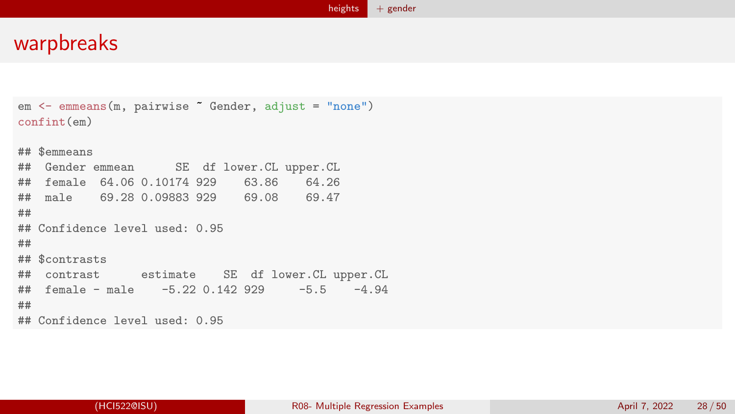# warpbreaks

```r
em <- emmeans(m, pairwise ~ Gender, adjust = "none")
confint(em)

## $emmeans
##  Gender emmean      SE  df lower.CL upper.CL
##  female  64.06 0.10174 929    63.86    64.26
##  male    69.28 0.09883 929    69.08    69.47
##
## Confidence level used: 0.95
##
## $contrasts
##  contrast      estimate    SE  df lower.CL upper.CL
##  female - male    -5.22 0.142 929     -5.5    -4.94
##
## Confidence level used: 0.95
```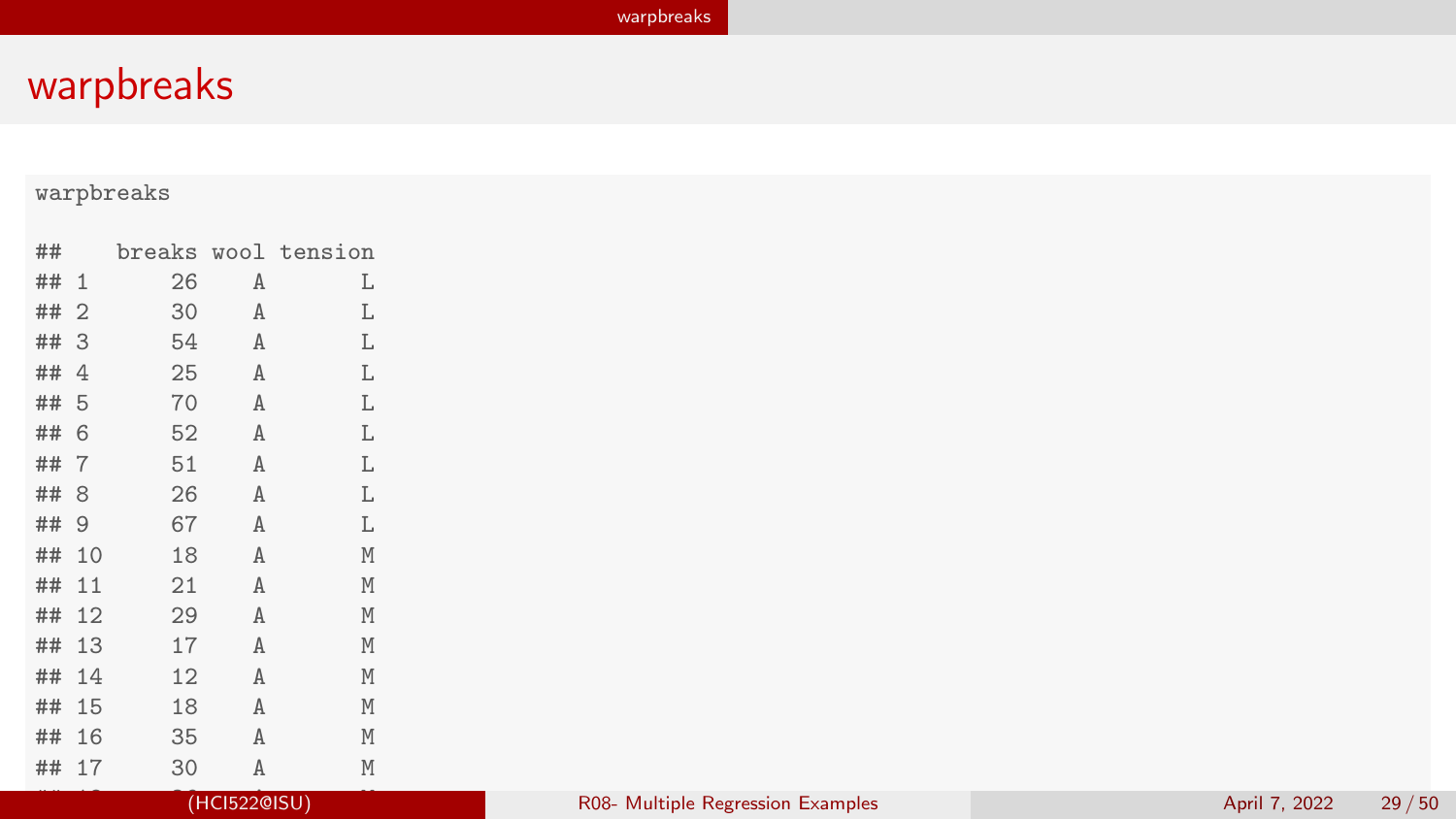# warpbreaks

```
warpbreaks
```

```
##    breaks wool tension
## 1      26    A       L
## 2      30    A       L
## 3      54    A       L
## 4      25    A       L
## 5      70    A       L
## 6      52    A       L
## 7      51    A       L
## 8      26    A       L
## 9      67    A       L
## 10     18    A       M
## 11     21    A       M
## 12     29    A       M
## 13     17    A       M
## 14     12    A       M
## 15     18    A       M
## 16     35    A       M
## 17     30    A       M
```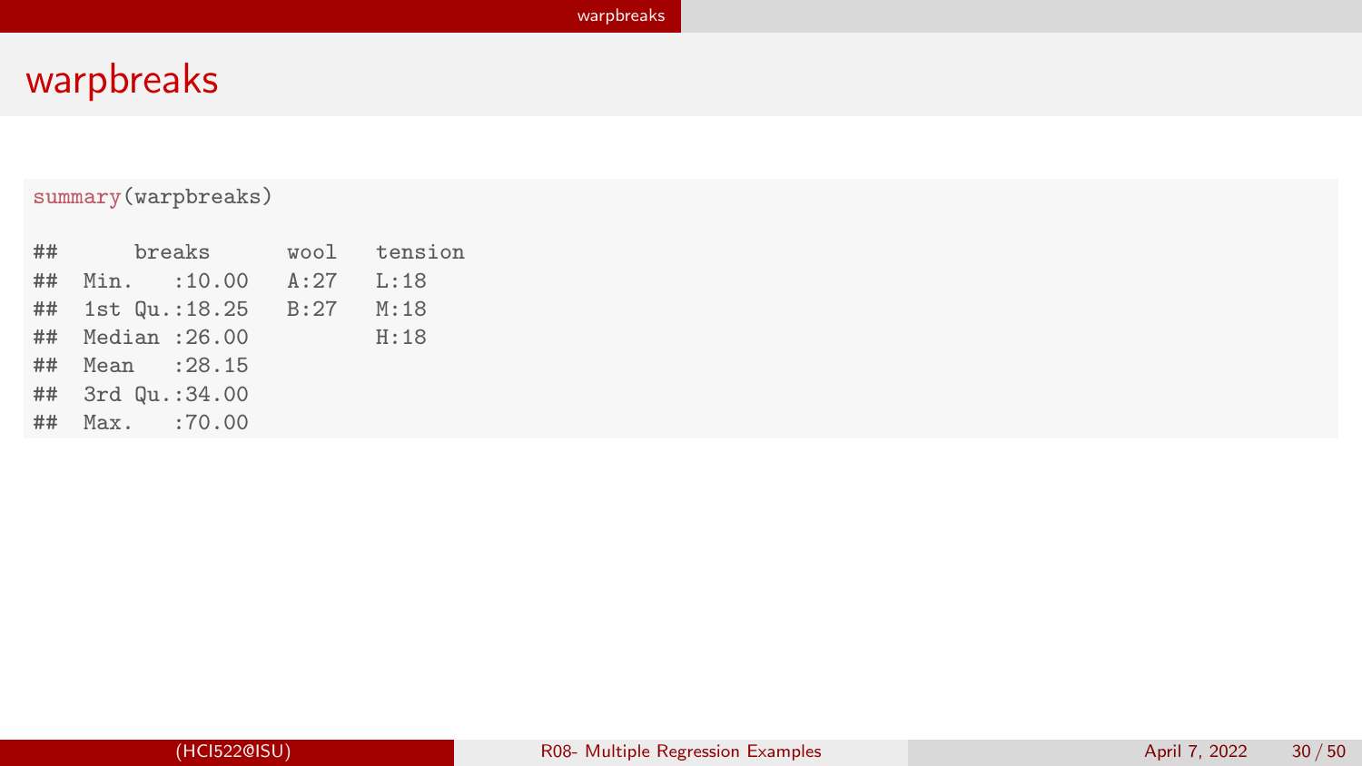# warpbreaks

```r
summary(warpbreaks)
```

```
##      breaks      wool   tension
##  Min.   :10.00   A:27   L:18
##  1st Qu.:18.25   B:27   M:18
##  Median :26.00          H:18
##  Mean   :28.15
##  3rd Qu.:34.00
##  Max.   :70.00
```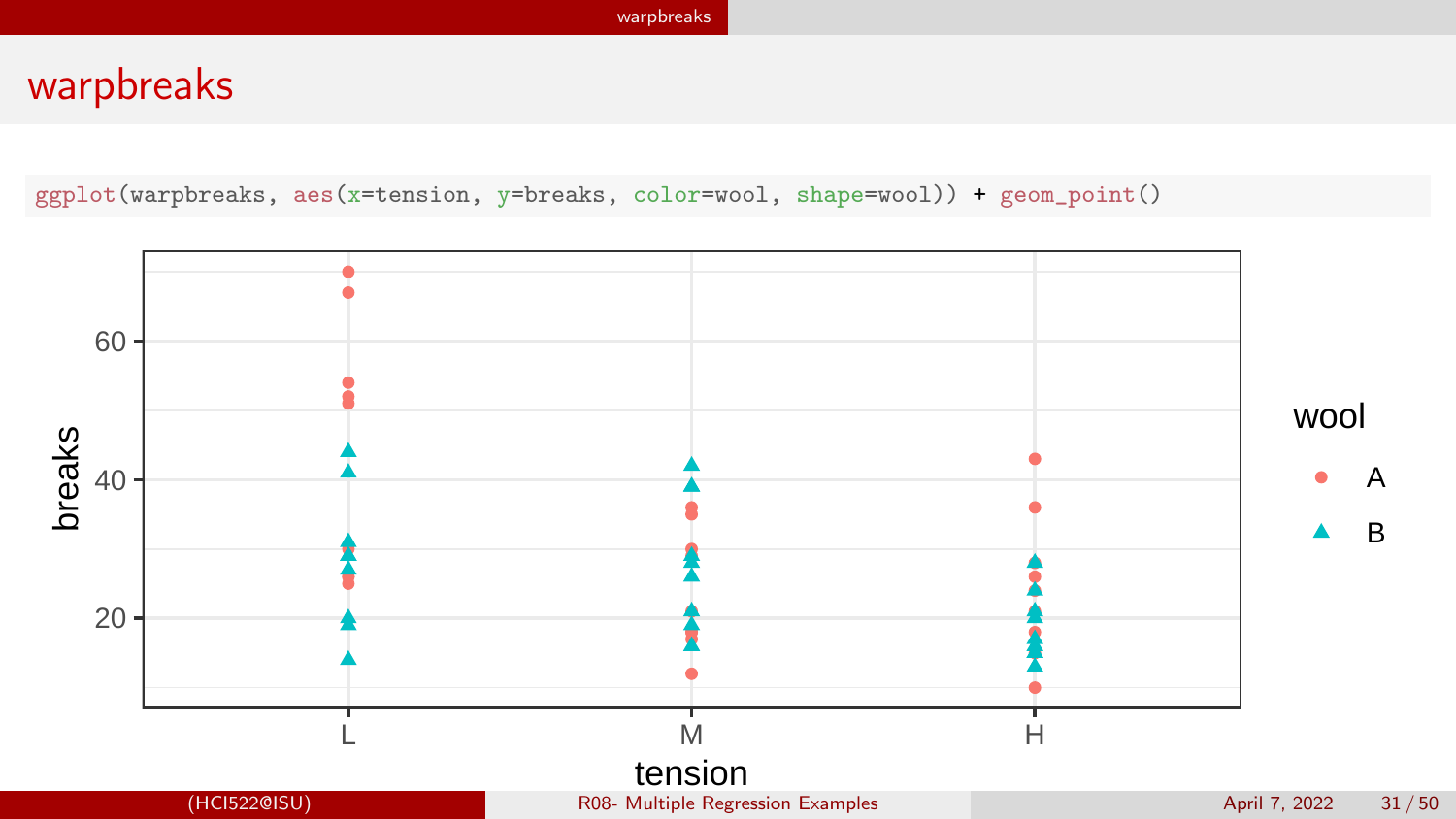# warpbreaks

```
ggplot(warpbreaks, aes(x=tension, y=breaks, color=wool, shape=wool)) + geom_point()
```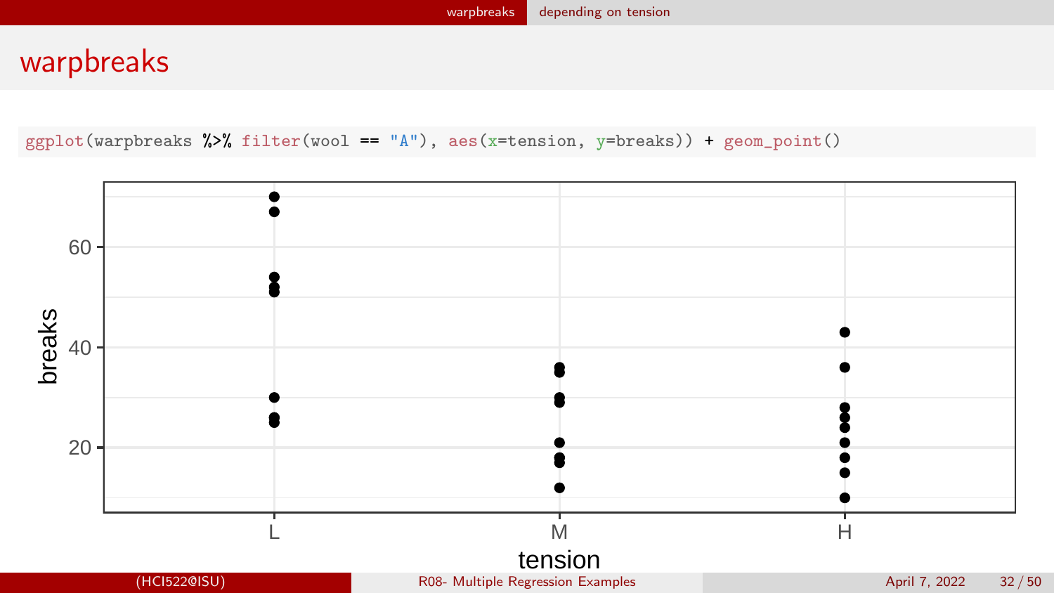# warpbreaks

```r
ggplot(warpbreaks %>% filter(wool == "A"), aes(x=tension, y=breaks)) + geom_point()
```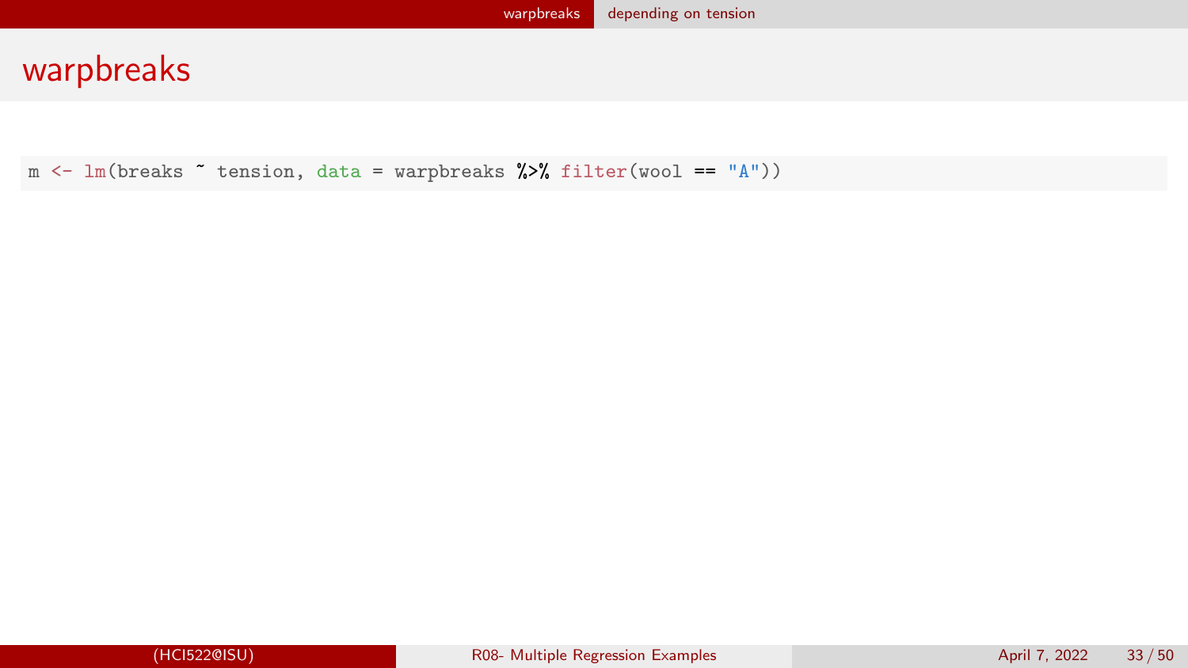# warpbreaks

```
m <- lm(breaks ~ tension, data = warpbreaks %>% filter(wool == "A"))
```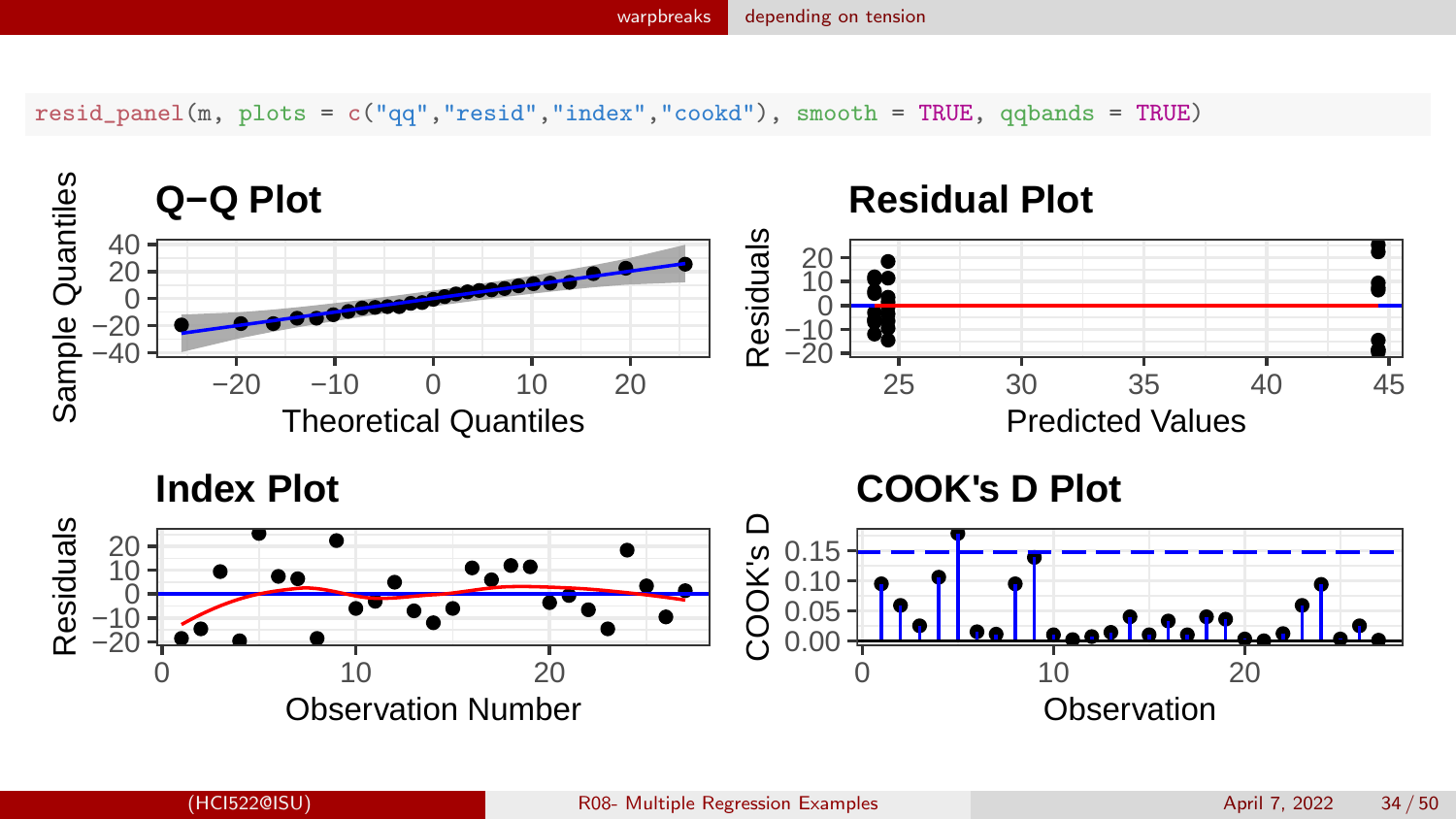```r
resid_panel(m, plots = c("qq","resid","index","cookd"), smooth = TRUE, qqbands = TRUE)
```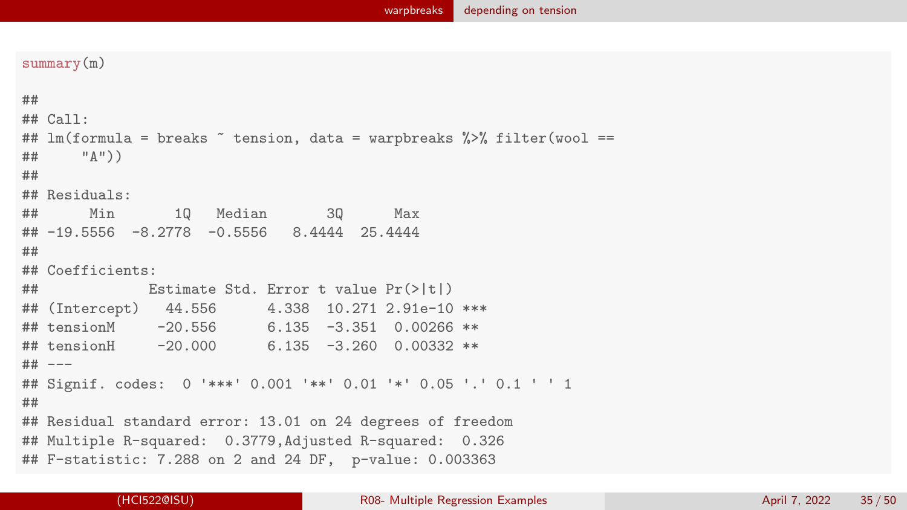```r
summary(m)

##
## Call:
## lm(formula = breaks ~ tension, data = warpbreaks %>% filter(wool ==
##     "A"))
##
## Residuals:
##      Min       1Q   Median       3Q      Max
## -19.5556  -8.2778  -0.5556   8.4444  25.4444
##
## Coefficients:
##             Estimate Std. Error t value Pr(>|t|)
## (Intercept)   44.556      4.338  10.271 2.91e-10 ***
## tensionM     -20.556      6.135  -3.351  0.00266 **
## tensionH     -20.000      6.135  -3.260  0.00332 **
## ---
## Signif. codes:  0 '***' 0.001 '**' 0.01 '*' 0.05 '.' 0.1 ' ' 1
##
## Residual standard error: 13.01 on 24 degrees of freedom
## Multiple R-squared:  0.3779,Adjusted R-squared:  0.326
## F-statistic: 7.288 on 2 and 24 DF,  p-value: 0.003363
```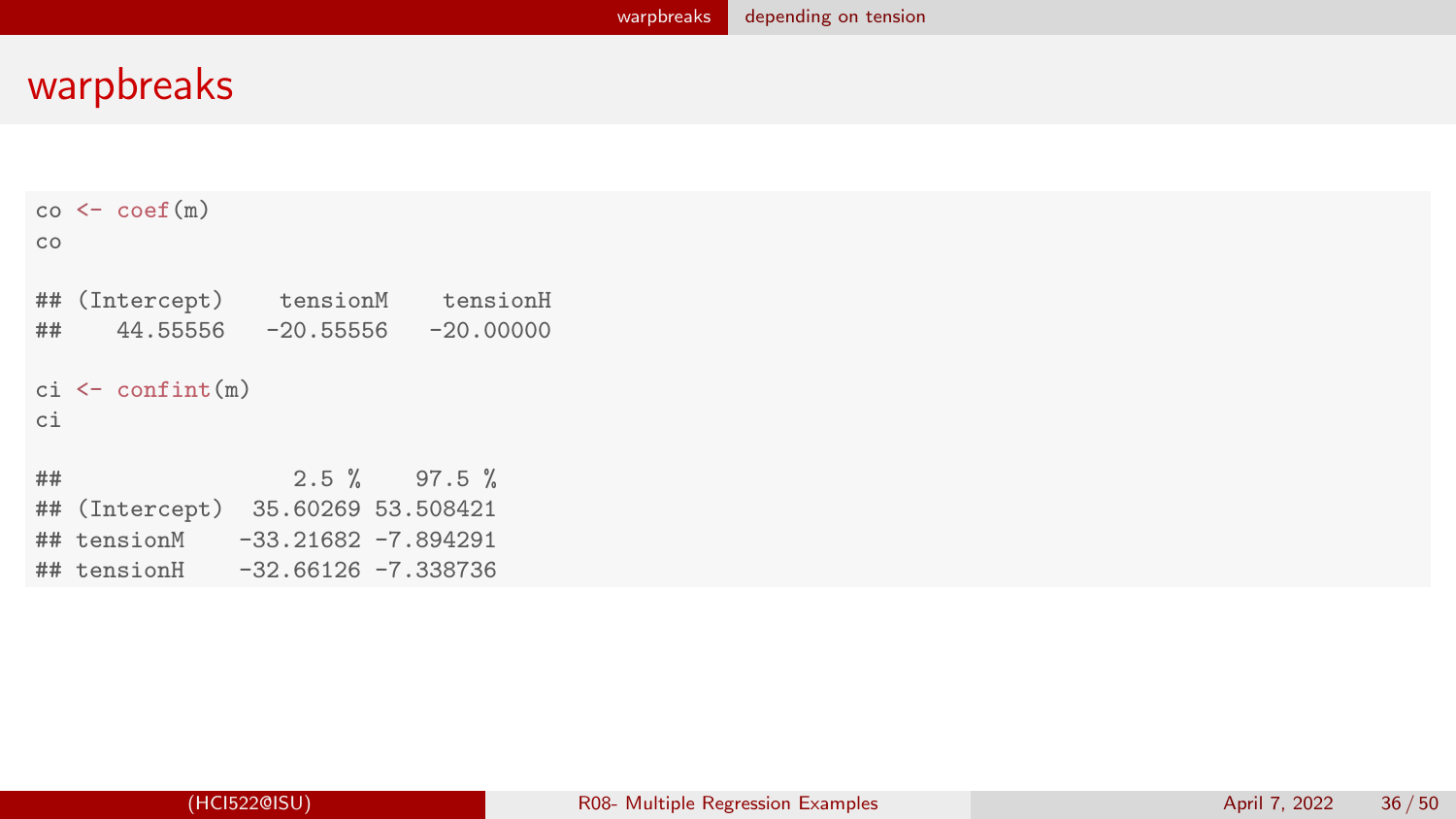# warpbreaks

```
co <- coef(m)
co

## (Intercept)    tensionM    tensionH 
##    44.55556   -20.55556   -20.00000

ci <- confint(m)
ci

##                 2.5 %    97.5 %
## (Intercept)  35.60269 53.508421
## tensionM    -33.21682 -7.894291
## tensionH    -32.66126 -7.338736
```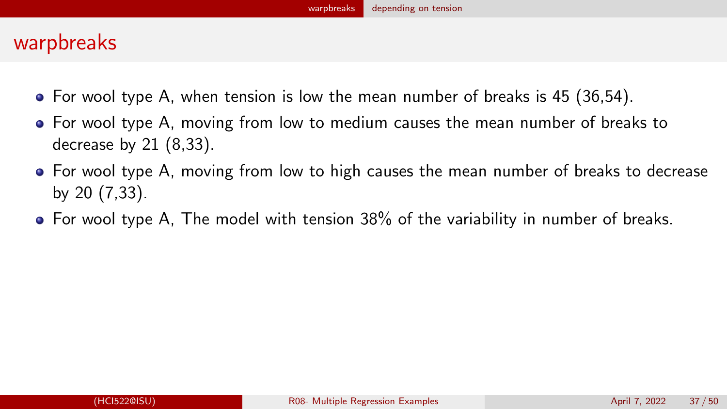## warpbreaks

- For wool type A, when tension is low the mean number of breaks is 45 (36,54).
- For wool type A, moving from low to medium causes the mean number of breaks to decrease by 21 (8,33).
- For wool type A, moving from low to high causes the mean number of breaks to decrease by 20 (7,33).
- For wool type A, The model with tension 38% of the variability in number of breaks.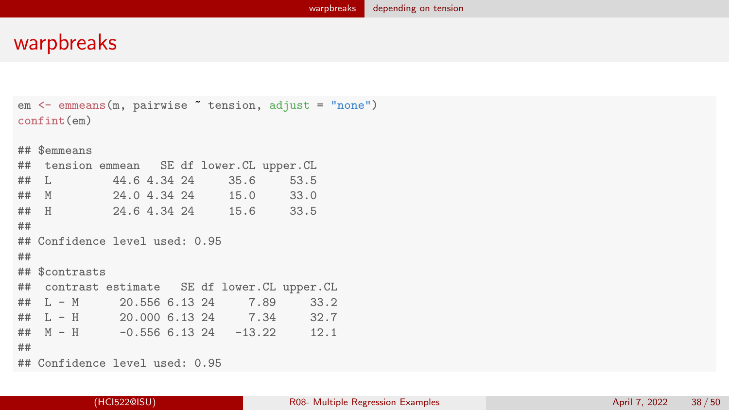# warpbreaks

```
em <- emmeans(m, pairwise ~ tension, adjust = "none")
confint(em)

## $emmeans
##  tension emmean   SE df lower.CL upper.CL
##  L         44.6 4.34 24     35.6     53.5
##  M         24.0 4.34 24     15.0     33.0
##  H         24.6 4.34 24     15.6     33.5
##
## Confidence level used: 0.95
##
## $contrasts
##  contrast estimate   SE df lower.CL upper.CL
##  L - M      20.556 6.13 24     7.89     33.2
##  L - H      20.000 6.13 24     7.34     32.7
##  M - H      -0.556 6.13 24   -13.22     12.1
##
## Confidence level used: 0.95
```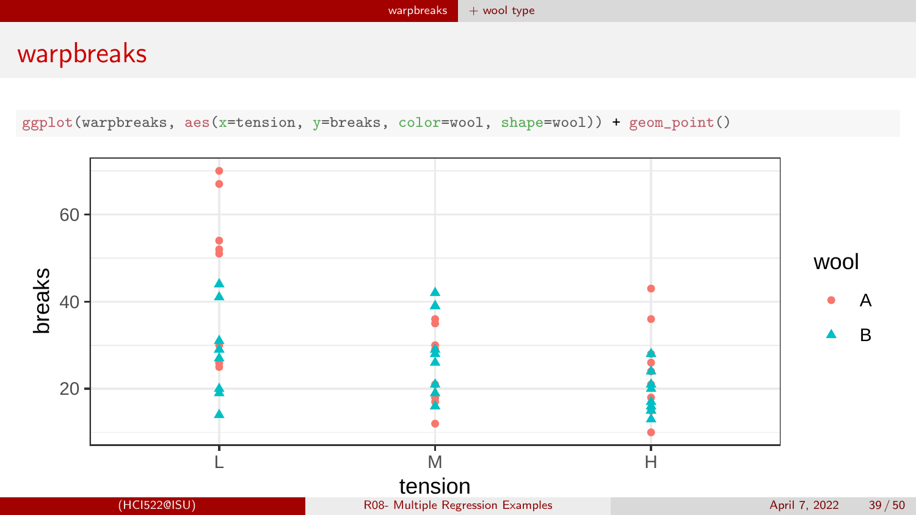# warpbreaks

```
ggplot(warpbreaks, aes(x=tension, y=breaks, color=wool, shape=wool)) + geom_point()
```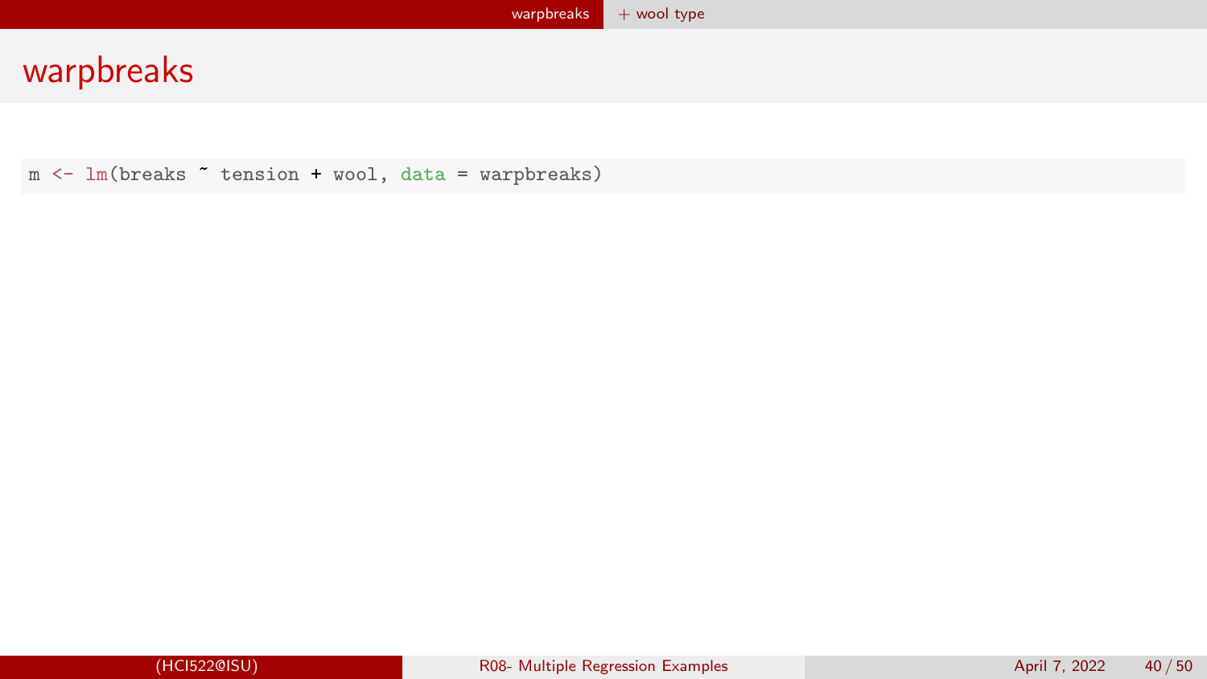# warpbreaks

```
m <- lm(breaks ~ tension + wool, data = warpbreaks)
```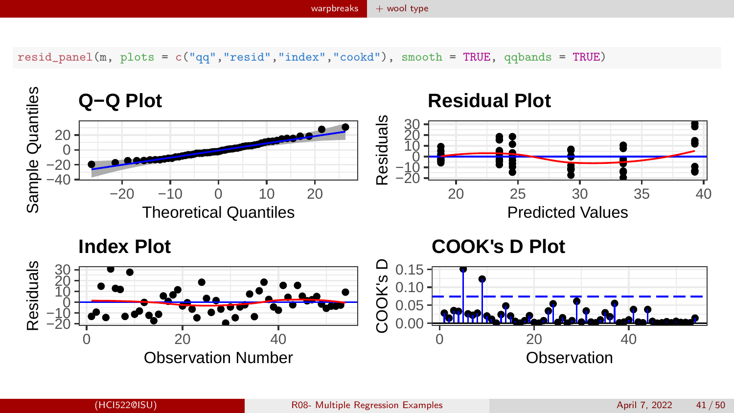```r
resid_panel(m, plots = c("qq","resid","index","cookd"), smooth = TRUE, qqbands = TRUE)
```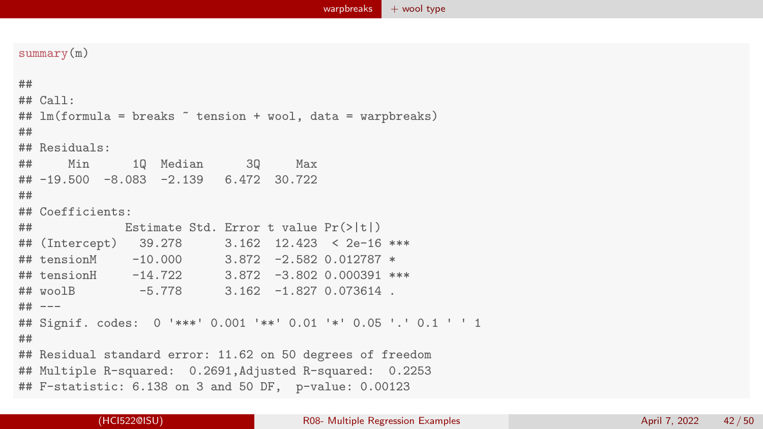```r
summary(m)

##
## Call:
## lm(formula = breaks ~ tension + wool, data = warpbreaks)
##
## Residuals:
##     Min      1Q  Median      3Q     Max
## -19.500  -8.083  -2.139   6.472  30.722
##
## Coefficients:
##             Estimate Std. Error t value Pr(>|t|)
## (Intercept)   39.278      3.162  12.423  < 2e-16 ***
## tensionM     -10.000      3.872  -2.582 0.012787 *
## tensionH     -14.722      3.872  -3.802 0.000391 ***
## woolB         -5.778      3.162  -1.827 0.073614 .
## ---
## Signif. codes:  0 '***' 0.001 '**' 0.01 '*' 0.05 '.' 0.1 ' ' 1
##
## Residual standard error: 11.62 on 50 degrees of freedom
## Multiple R-squared:  0.2691,Adjusted R-squared:  0.2253
## F-statistic: 6.138 on 3 and 50 DF,  p-value: 0.00123
```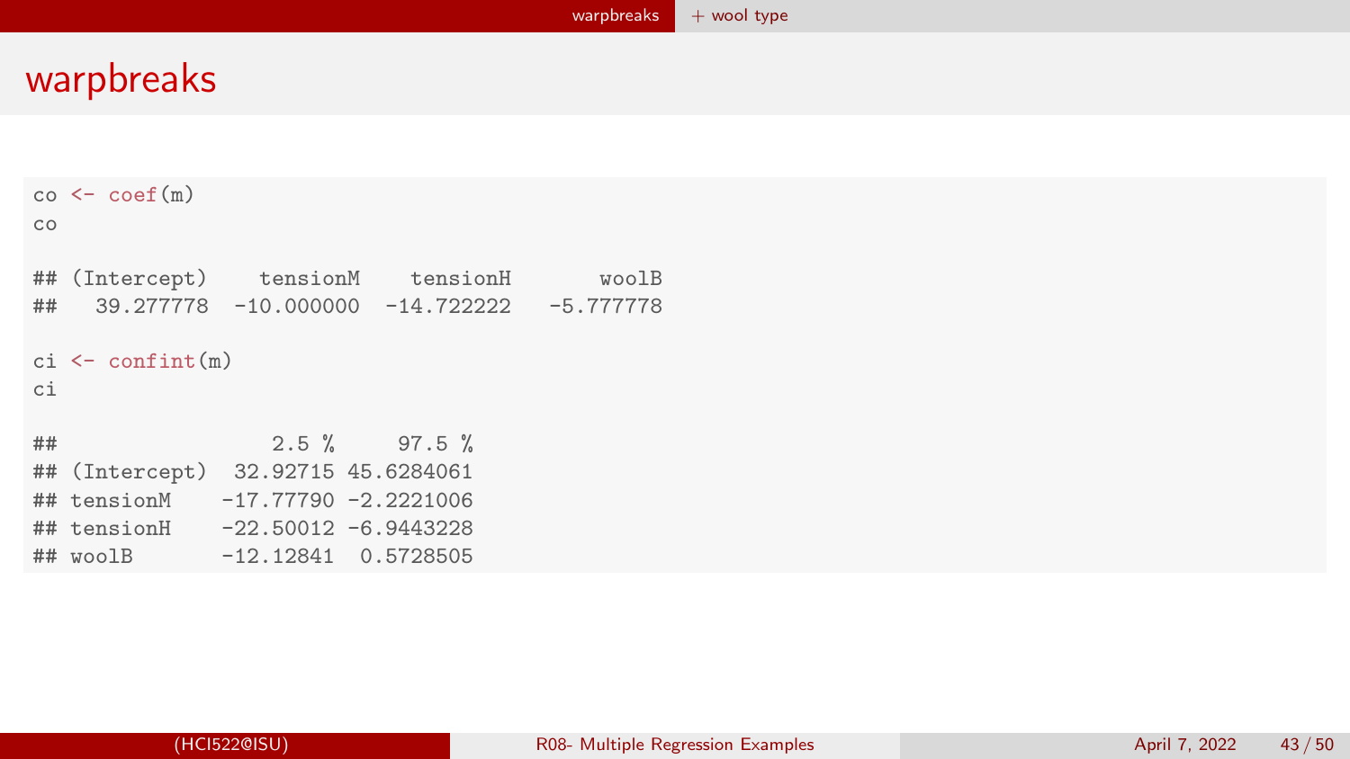# warpbreaks

```r
co <- coef(m)
co

## (Intercept)    tensionM    tensionH       woolB
##   39.277778  -10.000000  -14.722222   -5.777778

ci <- confint(m)
ci

##                 2.5 %     97.5 %
## (Intercept)  32.92715 45.6284061
## tensionM    -17.77790 -2.2221006
## tensionH    -22.50012 -6.9443228
## woolB       -12.12841  0.5728505
```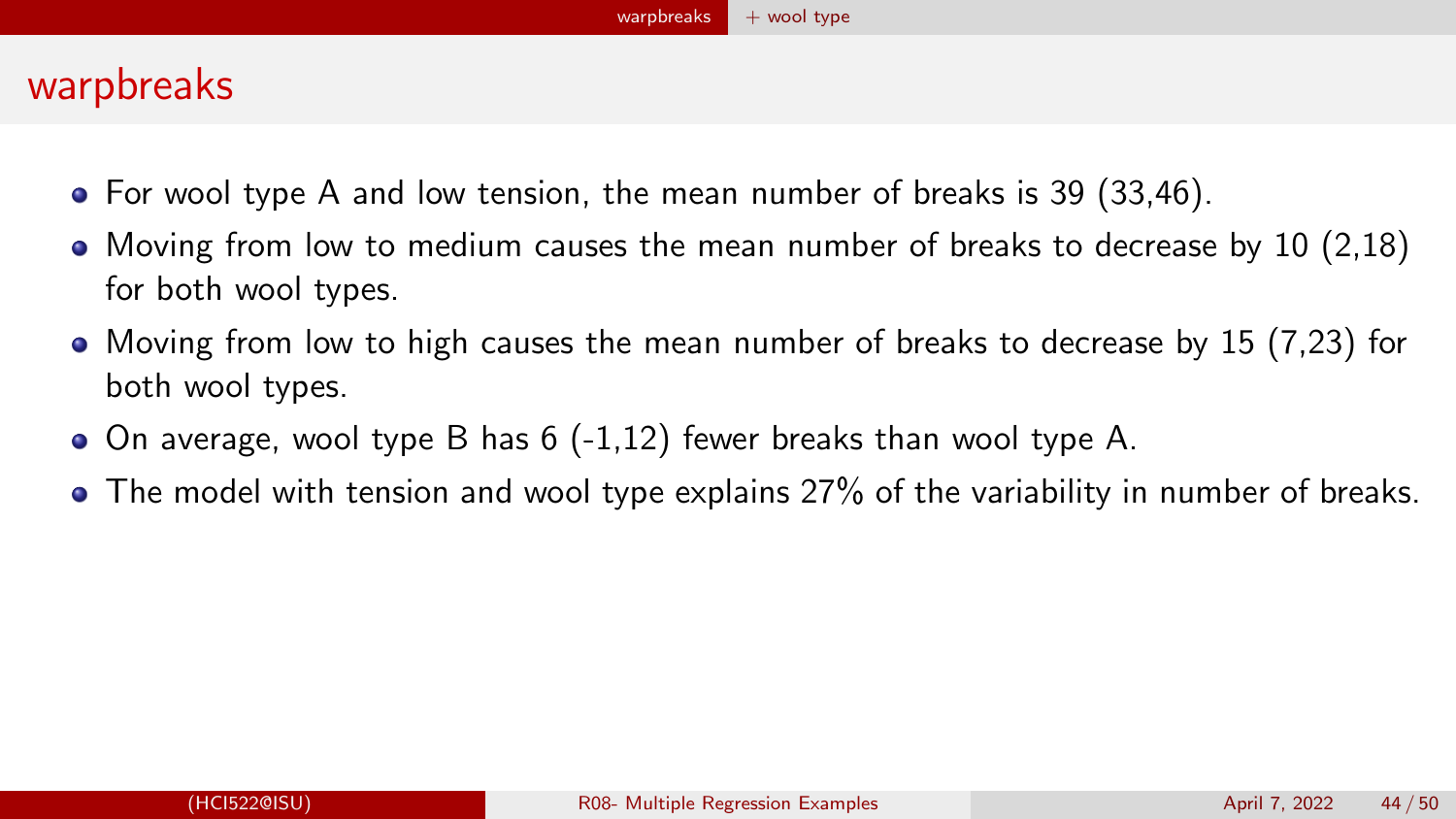# warpbreaks

- For wool type A and low tension, the mean number of breaks is 39 (33,46).
- Moving from low to medium causes the mean number of breaks to decrease by 10 (2,18) for both wool types.
- Moving from low to high causes the mean number of breaks to decrease by 15 (7,23) for both wool types.
- On average, wool type B has 6 (-1,12) fewer breaks than wool type A.
- The model with tension and wool type explains 27% of the variability in number of breaks.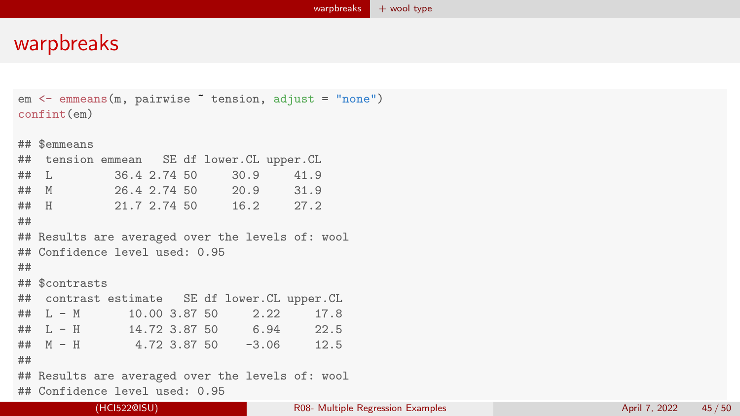# warpbreaks

```r
em <- emmeans(m, pairwise ~ tension, adjust = "none")
confint(em)

## $emmeans
##  tension emmean   SE df lower.CL upper.CL
##  L         36.4 2.74 50     30.9     41.9
##  M         26.4 2.74 50     20.9     31.9
##  H         21.7 2.74 50     16.2     27.2
##
## Results are averaged over the levels of: wool
## Confidence level used: 0.95
##
## $contrasts
##  contrast estimate   SE df lower.CL upper.CL
##  L - M       10.00 3.87 50     2.22     17.8
##  L - H       14.72 3.87 50     6.94     22.5
##  M - H        4.72 3.87 50    -3.06     12.5
##
## Results are averaged over the levels of: wool
## Confidence level used: 0.95
```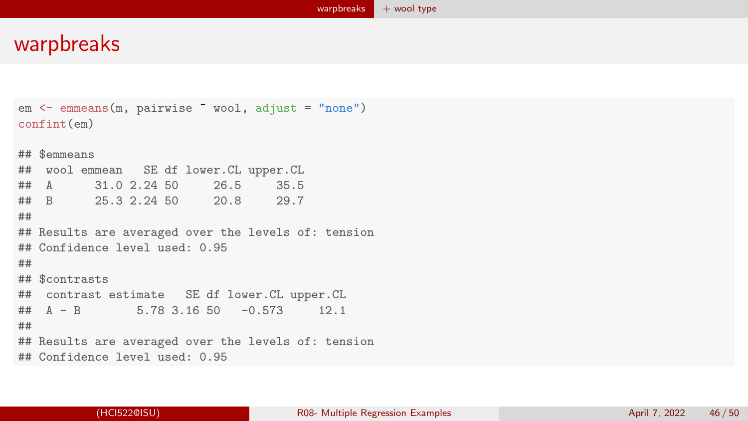# warpbreaks

```r
em <- emmeans(m, pairwise ~ wool, adjust = "none")
confint(em)

## $emmeans
##  wool emmean   SE df lower.CL upper.CL
##  A      31.0 2.24 50     26.5     35.5
##  B      25.3 2.24 50     20.8     29.7
##
## Results are averaged over the levels of: tension
## Confidence level used: 0.95
##
## $contrasts
##  contrast estimate   SE df lower.CL upper.CL
##  A - B        5.78 3.16 50   -0.573     12.1
##
## Results are averaged over the levels of: tension
## Confidence level used: 0.95
```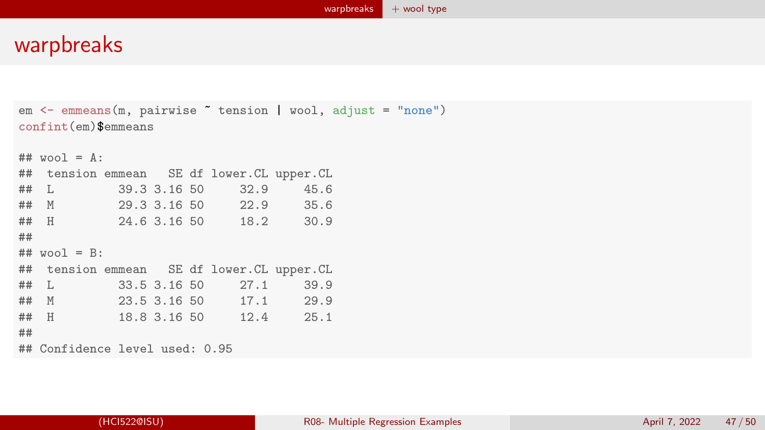# warpbreaks

```r
em <- emmeans(m, pairwise ~ tension | wool, adjust = "none")
confint(em)$emmeans

## wool = A:
##  tension emmean   SE df lower.CL upper.CL
##  L         39.3 3.16 50     32.9     45.6
##  M         29.3 3.16 50     22.9     35.6
##  H         24.6 3.16 50     18.2     30.9
##
## wool = B:
##  tension emmean   SE df lower.CL upper.CL
##  L         33.5 3.16 50     27.1     39.9
##  M         23.5 3.16 50     17.1     29.9
##  H         18.8 3.16 50     12.4     25.1
##
## Confidence level used: 0.95
```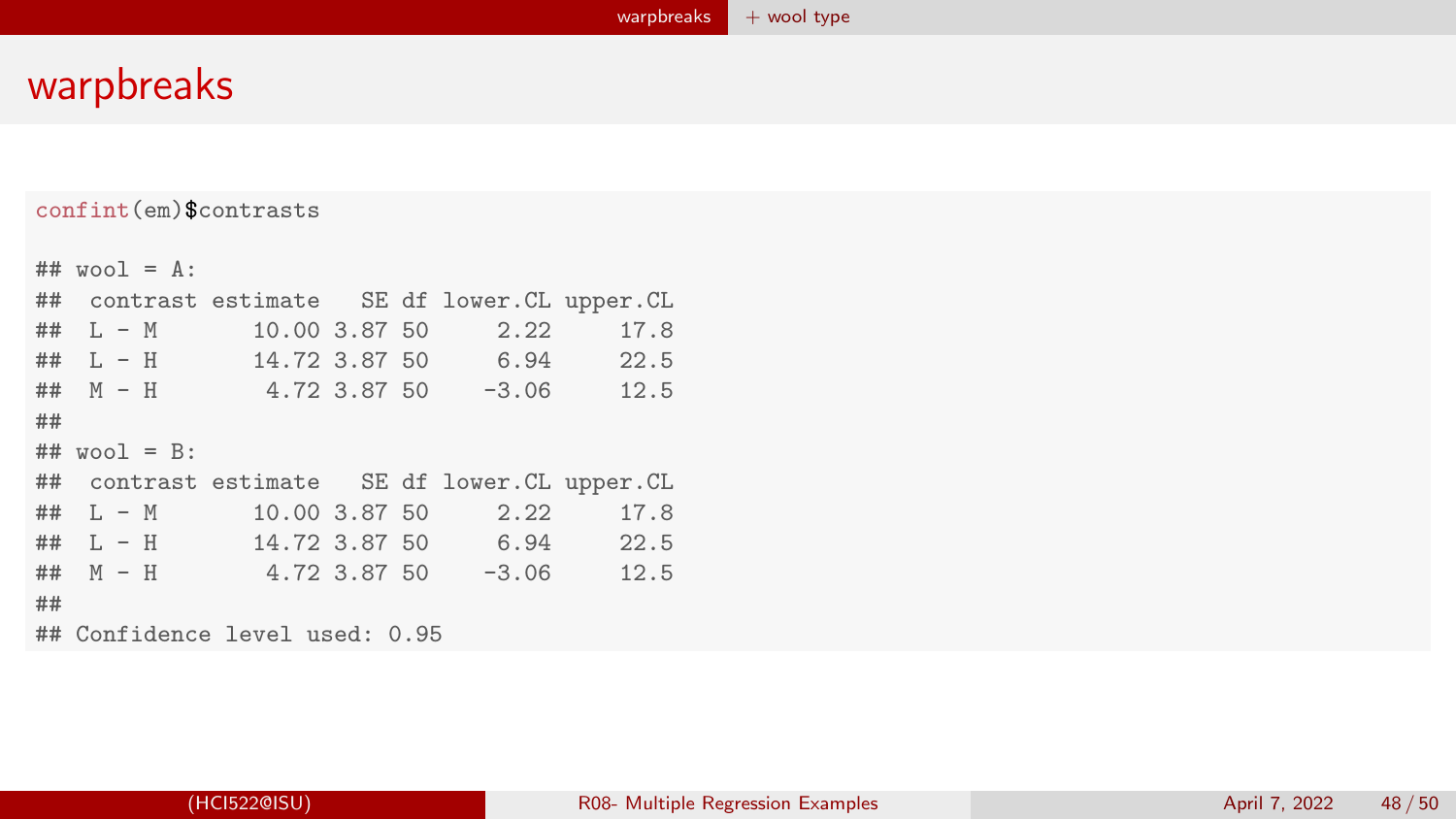# warpbreaks

```
confint(em)$contrasts

## wool = A:
##  contrast estimate   SE df lower.CL upper.CL
##  L - M       10.00 3.87 50     2.22     17.8
##  L - H       14.72 3.87 50     6.94     22.5
##  M - H        4.72 3.87 50    -3.06     12.5
##
## wool = B:
##  contrast estimate   SE df lower.CL upper.CL
##  L - M       10.00 3.87 50     2.22     17.8
##  L - H       14.72 3.87 50     6.94     22.5
##  M - H        4.72 3.87 50    -3.06     12.5
##
## Confidence level used: 0.95
```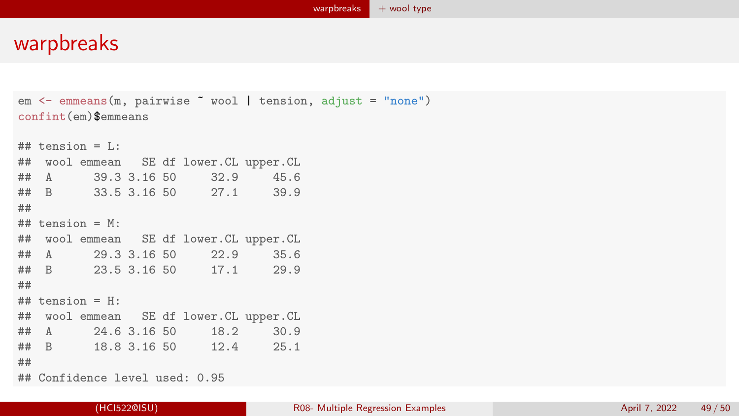# warpbreaks

```
em <- emmeans(m, pairwise ~ wool | tension, adjust = "none")
confint(em)$emmeans

## tension = L:
##  wool emmean   SE df lower.CL upper.CL
##  A      39.3 3.16 50     32.9     45.6
##  B      33.5 3.16 50     27.1     39.9
##
## tension = M:
##  wool emmean   SE df lower.CL upper.CL
##  A      29.3 3.16 50     22.9     35.6
##  B      23.5 3.16 50     17.1     29.9
##
## tension = H:
##  wool emmean   SE df lower.CL upper.CL
##  A      24.6 3.16 50     18.2     30.9
##  B      18.8 3.16 50     12.4     25.1
##
## Confidence level used: 0.95
```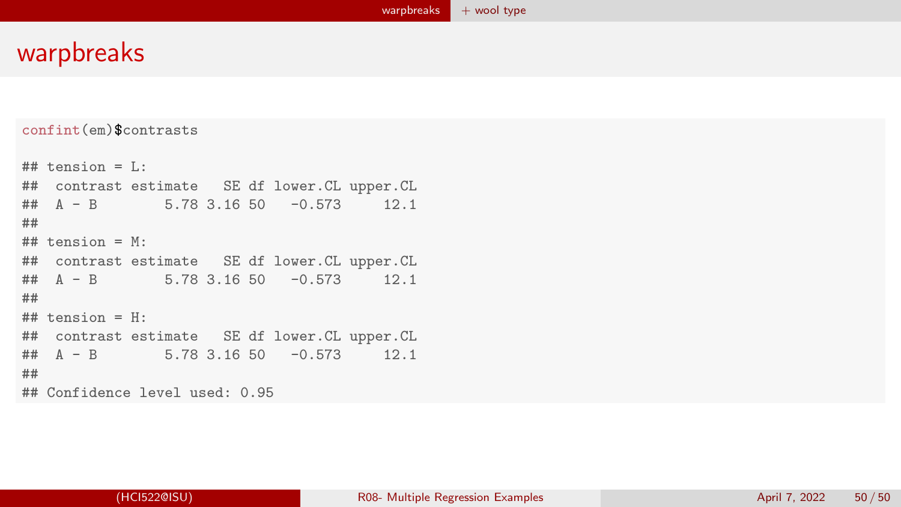# warpbreaks

```
confint(em)$contrasts

## tension = L:
##  contrast estimate   SE df lower.CL upper.CL
##  A - B        5.78 3.16 50   -0.573     12.1
##
## tension = M:
##  contrast estimate   SE df lower.CL upper.CL
##  A - B        5.78 3.16 50   -0.573     12.1
##
## tension = H:
##  contrast estimate   SE df lower.CL upper.CL
##  A - B        5.78 3.16 50   -0.573     12.1
##
## Confidence level used: 0.95
```